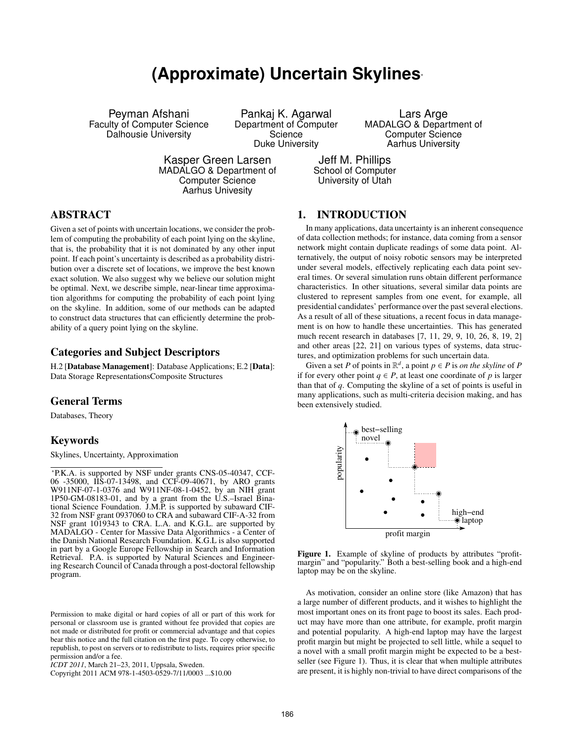# (Approximate) Uncertain Skylines*

Peyman Afshani
Faculty of Computer Science
Dalhousie University

Pankaj K. Agarwal
Department of Computer Science
Duke University

Lars Arge
MADALGO & Department of Computer Science
Aarhus University

Kasper Green Larsen
MADALGO & Department of Computer Science
Aarhus Univesity

Jeff M. Phillips
School of Computer
University of Utah

## ABSTRACT

Given a set of points with uncertain locations, we consider the problem of computing the probability of each point lying on the skyline, that is, the probability that it is not dominated by any other input point. If each point's uncertainty is described as a probability distribution over a discrete set of locations, we improve the best known exact solution. We also suggest why we believe our solution might be optimal. Next, we describe simple, near-linear time approximation algorithms for computing the probability of each point lying on the skyline. In addition, some of our methods can be adapted to construct data structures that can efficiently determine the probability of a query point lying on the skyline.

## Categories and Subject Descriptors

H.2 [**Database Management**]: Database Applications; E.2 [**Data**]: Data Storage RepresentationsComposite Structures

## General Terms

Databases, Theory

## Keywords

Skylines, Uncertainty, Approximation

*P.K.A. is supported by NSF under grants CNS-05-40347, CCF-06 -35000, IIS-07-13498, and CCF-09-40671, by ARO grants W911NF-07-1-0376 and W911NF-08-1-0452, by an NIH grant 1P50-GM-08183-01, and by a grant from the U.S.–Israel Binational Science Foundation. J.M.P. is supported by subaward CIF-32 from NSF grant 0937060 to CRA and subaward CIF-A-32 from NSF grant 1019343 to CRA. L.A. and K.G.L. are supported by MADALGO - Center for Massive Data Algorithmics - a Center of the Danish National Research Foundation. K.G.L is also supported in part by a Google Europe Fellowship in Search and Information Retrieval. P.A. is supported by Natural Sciences and Engineering Research Council of Canada through a post-doctoral fellowship program.

Permission to make digital or hard copies of all or part of this work for personal or classroom use is granted without fee provided that copies are not made or distributed for profit or commercial advantage and that copies bear this notice and the full citation on the first page. To copy otherwise, to republish, to post on servers or to redistribute to lists, requires prior specific permission and/or a fee.
*ICDT 2011*, March 21–23, 2011, Uppsala, Sweden.
Copyright 2011 ACM 978-1-4503-0529-7/11/0003 ...$10.00

## 1. INTRODUCTION

In many applications, data uncertainty is an inherent consequence of data collection methods; for instance, data coming from a sensor network might contain duplicate readings of some data point. Alternatively, the output of noisy robotic sensors may be interpreted under several models, effectively replicating each data point several times. Or several simulation runs obtain different performance characteristics. In other situations, several similar data points are clustered to represent samples from one event, for example, all presidential candidates' performance over the past several elections. As a result of all of these situations, a recent focus in data management is on how to handle these uncertainties. This has generated much recent research in databases [7, 11, 29, 9, 10, 26, 8, 19, 2] and other areas [22, 21] on various types of systems, data structures, and optimization problems for such uncertain data.

Given a set $P$ of points in $\mathbb{R}^d$, a point $p \in P$ is *on the skyline* of $P$ if for every other point $q \in P$, at least one coordinate of $p$ is larger than that of $q$. Computing the skyline of a set of points is useful in many applications, such as multi-criteria decision making, and has been extensively studied.

**Figure 1.** Example of skyline of products by attributes "profit-margin" and "popularity." Both a best-selling book and a high-end laptop may be on the skyline.

As motivation, consider an online store (like Amazon) that has a large number of different products, and it wishes to highlight the most important ones on its front page to boost its sales. Each product may have more than one attribute, for example, profit margin and potential popularity. A high-end laptop may have the largest profit margin but might be projected to sell little, while a sequel to a novel with a small profit margin might be expected to be a best-seller (see Figure 1). Thus, it is clear that when multiple attributes are present, it is highly non-trivial to have direct comparisons of the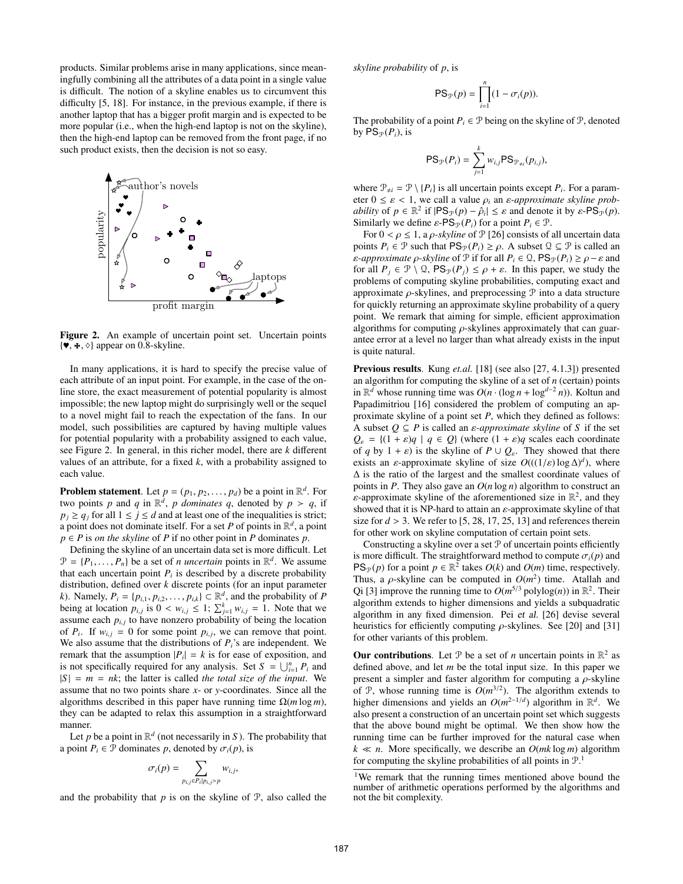products. Similar problems arise in many applications, since meaningfully combining all the attributes of a data point in a single value is difficult. The notion of a skyline enables us to circumvent this difficulty [5, 18]. For instance, in the previous example, if there is another laptop that has a bigger profit margin and is expected to be more popular (i.e., when the high-end laptop is not on the skyline), then the high-end laptop can be removed from the front page, if no such product exists, then the decision is not so easy.

**Figure 2.** An example of uncertain point set. Uncertain points $\{\heartsuit, \clubsuit, \diamond\}$ appear on 0.8-skyline.

In many applications, it is hard to specify the precise value of each attribute of an input point. For example, in the case of the online store, the exact measurement of potential popularity is almost impossible; the new laptop might do surprisingly well or the sequel to a novel might fail to reach the expectation of the fans. In our model, such possibilities are captured by having multiple values for potential popularity with a probability assigned to each value, see Figure 2. In general, in this richer model, there are $k$ different values of an attribute, for a fixed $k$, with a probability assigned to each value.

**Problem statement**. Let $p = (p_1, p_2, \dots, p_d)$ be a point in $\mathbb{R}^d$. For two points $p$ and $q$ in $\mathbb{R}^d$, *p dominates q*, denoted by $p \succ q$, if $p_j \geq q_j$ for all $1 \leq j \leq d$ and at least one of the inequalities is strict; a point does not dominate itself. For a set $P$ of points in $\mathbb{R}^d$, a point $p \in P$ is *on the skyline* of $P$ if no other point in $P$ dominates $p$.

Defining the skyline of an uncertain data set is more difficult. Let $\mathcal{P} = \{P_1, \dots, P_n\}$ be a set of *n uncertain* points in $\mathbb{R}^d$. We assume that each uncertain point $P_i$ is described by a discrete probability distribution, defined over $k$ discrete points (for an input parameter $k$). Namely, $P_i = \{p_{i,1}, p_{i,2}, \dots, p_{i,k}\} \subset \mathbb{R}^d$, and the probability of $P$ being at location $p_{i,j}$ is $0 < w_{i,j} \leq 1$; $\sum_{j=1}^{k} w_{i,j} = 1$. Note that we assume each $p_{i,j}$ to have nonzero probability of being the location of $P_i$. If $w_{i,j} = 0$ for some point $p_{i,j}$, we can remove that point. We also assume that the distributions of $P_i$'s are independent. We remark that the assumption $|P_i| = k$ is for ease of exposition, and is not specifically required for any analysis. Set $S = \bigcup_{i=1}^{n} P_i$ and $|S| = m = nk$; the latter is called *the total size of the input*. We assume that no two points share $x$- or $y$-coordinates. Since all the algorithms described in this paper have running time $\Omega(m \log m)$, they can be adapted to relax this assumption in a straightforward manner.

Let $p$ be a point in $\mathbb{R}^d$ (not necessarily in $S$). The probability that a point $P_i \in \mathcal{P}$ dominates $p$, denoted by $\sigma_i(p)$, is

$$\sigma_i(p) = \sum_{p_{i,j} \in P_i | p_{i,j} \succ p} w_{i,j},$$

and the probability that $p$ is on the skyline of $\mathcal{P}$, also called the *skyline probability* of $p$, is

$$\mathsf{PS}_{\mathcal{P}}(p) = \prod_{i=1}^{n} (1 - \sigma_i(p)).$$

The probability of a point $P_i \in \mathcal{P}$ being on the skyline of $\mathcal{P}$, denoted by $\mathsf{PS}_{\mathcal{P}}(P_i)$, is

$$\mathsf{PS}_{\mathcal{P}}(P_i) = \sum_{j=1}^{k} w_{i,j} \mathsf{PS}_{\mathcal{P}_{\neq i}}(p_{i,j}),$$

where $\mathcal{P}_{\neq i} = \mathcal{P} \setminus \{P_i\}$ is all uncertain points except $P_i$. For a parameter $0 \leq \varepsilon < 1$, we call a value $\rho_i$ an *ε-approximate skyline probability* of $p \in \mathbb{R}^2$ if $|\mathsf{PS}_{\mathcal{P}}(p) - \hat{\rho}_i| \leq \varepsilon$ and denote it by $\varepsilon$-$\mathsf{PS}_{\mathcal{P}}(p)$. Similarly we define $\varepsilon$-$\mathsf{PS}_{\mathcal{P}}(P_i)$ for a point $P_i \in \mathcal{P}$.

For $0 < \rho \leq 1$, a *ρ-skyline* of $\mathcal{P}$ [26] consists of all uncertain data points $P_i \in \mathcal{P}$ such that $\mathsf{PS}_{\mathcal{P}}(P_i) \geq \rho$. A subset $\mathcal{Q} \subseteq \mathcal{P}$ is called an *ε-approximate ρ-skyline* of $\mathcal{P}$ if for all $P_i \in \mathcal{Q}$, $\mathsf{PS}_{\mathcal{P}}(P_i) \geq \rho - \varepsilon$ and for all $P_j \in \mathcal{P} \setminus \mathcal{Q}$, $\mathsf{PS}_{\mathcal{P}}(P_j) \leq \rho + \varepsilon$. In this paper, we study the problems of computing skyline probabilities, computing exact and approximate $\rho$-skylines, and preprocessing $\mathcal{P}$ into a data structure for quickly returning an approximate skyline probability of a query point. We remark that aiming for simple, efficient approximation algorithms for computing $\rho$-skylines approximately that can guarantee error at a level no larger than what already exists in the input is quite natural.

**Previous results**. Kung *et.al.* [18] (see also [27, 4.1.3]) presented an algorithm for computing the skyline of a set of $n$ (certain) points in $\mathbb{R}^d$ whose running time was $O(n \cdot (\log n + \log^{d-2} n))$. Koltun and Papadimitriou [16] considered the problem of computing an approximate skyline of a point set $P$, which they defined as follows: A subset $Q \subseteq P$ is called an *ε-approximate skyline* of $S$ if the set $Q_\varepsilon = \{(1+\varepsilon)q \mid q \in Q\}$ (where $(1+\varepsilon)q$ scales each coordinate of $q$ by $1+\varepsilon$) is the skyline of $P \cup Q_\varepsilon$. They showed that there exists an $\varepsilon$-approximate skyline of size $O(((1/\varepsilon)\log \Delta)^d)$, where $\Delta$ is the ratio of the largest and the smallest coordinate values of points in $P$. They also gave an $O(n \log n)$ algorithm to construct an $\varepsilon$-approximate skyline of the aforementioned size in $\mathbb{R}^2$, and they showed that it is NP-hard to attain an $\varepsilon$-approximate skyline of that size for $d > 3$. We refer to [5, 28, 17, 25, 13] and references therein for other work on skyline computation of certain point sets.

Constructing a skyline over a set $\mathcal{P}$ of uncertain points efficiently is more difficult. The straightforward method to compute $\sigma_i(p)$ and $\mathsf{PS}_{\mathcal{P}}(p)$ for a point $p \in \mathbb{R}^2$ takes $O(k)$ and $O(m)$ time, respectively. Thus, a $\rho$-skyline can be computed in $O(m^2)$ time. Atallah and Qi [3] improve the running time to $O(m^{5/3}\,\text{polylog}(n))$ in $\mathbb{R}^2$. Their algorithm extends to higher dimensions and yields a subquadratic algorithm in any fixed dimension. Pei *et al.* [26] devise several heuristics for efficiently computing $\rho$-skylines. See [20] and [31] for other variants of this problem.

**Our contributions**. Let $\mathcal{P}$ be a set of $n$ uncertain points in $\mathbb{R}^2$ as defined above, and let $m$ be the total input size. In this paper we present a simpler and faster algorithm for computing a $\rho$-skyline of $\mathcal{P}$, whose running time is $O(m^{3/2})$. The algorithm extends to higher dimensions and yields an $O(m^{2-1/d})$ algorithm in $\mathbb{R}^d$. We also present a construction of an uncertain point set which suggests that the above bound might be optimal. We then show how the running time can be further improved for the natural case when $k \ll n$. More specifically, we describe an $O(mk \log m)$ algorithm for computing the skyline probabilities of all points in $\mathcal{P}$.[1]

[1] We remark that the running times mentioned above bound the number of arithmetic operations performed by the algorithms and not the bit complexity.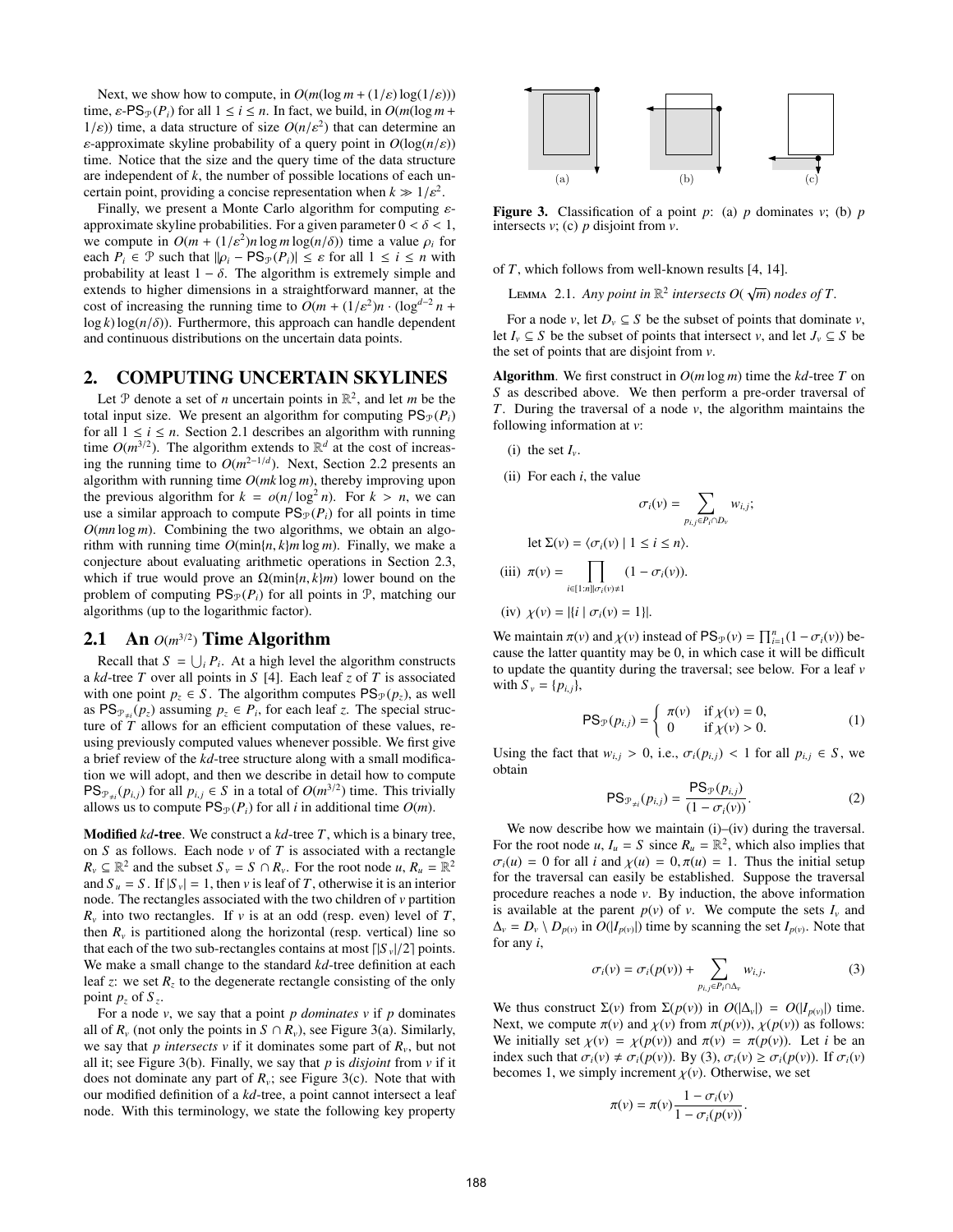Next, we show how to compute, in $O(m(\log m + (1/\varepsilon)\log(1/\varepsilon)))$ time, $\varepsilon$-$\mathsf{PS}_{\mathcal{P}}(P_i)$ for all $1 \le i \le n$. In fact, we build, in $O(m(\log m + 1/\varepsilon))$ time, a data structure of size $O(n/\varepsilon^2)$ that can determine an $\varepsilon$-approximate skyline probability of a query point in $O(\log(n/\varepsilon))$ time. Notice that the size and the query time of the data structure are independent of $k$, the number of possible locations of each uncertain point, providing a concise representation when $k \gg 1/\varepsilon^2$.

Finally, we present a Monte Carlo algorithm for computing $\varepsilon$-approximate skyline probabilities. For a given parameter $0 < \delta < 1$, we compute in $O(m + (1/\varepsilon^2)n\log m\log(n/\delta))$ time a value $\rho_i$ for each $P_i \in \mathcal{P}$ such that $\|\rho_i - \mathsf{PS}_{\mathcal{P}}(P_i)\| \le \varepsilon$ for all $1 \le i \le n$ with probability at least $1 - \delta$. The algorithm is extremely simple and extends to higher dimensions in a straightforward manner, at the cost of increasing the running time to $O(m + (1/\varepsilon^2)n \cdot (\log^{d-2} n + \log k)\log(n/\delta))$. Furthermore, this approach can handle dependent and continuous distributions on the uncertain data points.

## 2. COMPUTING UNCERTAIN SKYLINES

Let $\mathcal{P}$ denote a set of $n$ uncertain points in $\mathbb{R}^2$, and let $m$ be the total input size. We present an algorithm for computing $\mathsf{PS}_{\mathcal{P}}(P_i)$ for all $1 \le i \le n$. Section 2.1 describes an algorithm with running time $O(m^{3/2})$. The algorithm extends to $\mathbb{R}^d$ at the cost of increasing the running time to $O(m^{2-1/d})$. Next, Section 2.2 presents an algorithm with running time $O(mk\log m)$, thereby improving upon the previous algorithm for $k = o(n/\log^2 n)$. For $k > n$, we can use a similar approach to compute $\mathsf{PS}_{\mathcal{P}}(P_i)$ for all points in time $O(mn\log m)$. Combining the two algorithms, we obtain an algorithm with running time $O(\min\{n,k\}m\log m)$. Finally, we make a conjecture about evaluating arithmetic operations in Section 2.3, which if true would prove an $\Omega(\min\{n,k\}m)$ lower bound on the problem of computing $\mathsf{PS}_{\mathcal{P}}(P_i)$ for all points in $\mathcal{P}$, matching our algorithms (up to the logarithmic factor).

### 2.1 An $O(m^{3/2})$ Time Algorithm

Recall that $S = \bigcup_i P_i$. At a high level the algorithm constructs a *kd*-tree $T$ over all points in $S$ [4]. Each leaf $z$ of $T$ is associated with one point $p_z \in S$. The algorithm computes $\mathsf{PS}_{\mathcal{P}}(p_z)$, as well as $\mathsf{PS}_{\mathcal{P}_{\neq i}}(p_z)$ assuming $p_z \in P_i$, for each leaf $z$. The special structure of $T$ allows for an efficient computation of these values, reusing previously computed values whenever possible. We first give a brief review of the *kd*-tree structure along with a small modification we will adopt, and then we describe in detail how to compute $\mathsf{PS}_{\mathcal{P}_{\neq i}}(p_{i,j})$ for all $p_{i,j} \in S$ in a total of $O(m^{3/2})$ time. This trivially allows us to compute $\mathsf{PS}_{\mathcal{P}}(P_i)$ for all $i$ in additional time $O(m)$.

**Modified *kd*-tree**. We construct a *kd*-tree $T$, which is a binary tree, on $S$ as follows. Each node $v$ of $T$ is associated with a rectangle $R_v \subseteq \mathbb{R}^2$ and the subset $S_v = S \cap R_v$. For the root node $u$, $R_u = \mathbb{R}^2$ and $S_u = S$. If $|S_v| = 1$, then $v$ is leaf of $T$, otherwise it is an interior node. The rectangles associated with the two children of $v$ partition $R_v$ into two rectangles. If $v$ is at an odd (resp. even) level of $T$, then $R_v$ is partitioned along the horizontal (resp. vertical) line so that each of the two sub-rectangles contains at most $\lceil |S_v|/2 \rceil$ points. We make a small change to the standard *kd*-tree definition at each leaf $z$: we set $R_z$ to the degenerate rectangle consisting of the only point $p_z$ of $S_z$.

For a node $v$, we say that a point $p$ *dominates* $v$ if $p$ dominates all of $R_v$ (not only the points in $S \cap R_v$), see Figure 3(a). Similarly, we say that $p$ *intersects* $v$ if it dominates some part of $R_v$, but not all it; see Figure 3(b). Finally, we say that $p$ is *disjoint* from $v$ if it does not dominate any part of $R_v$; see Figure 3(c). Note that with our modified definition of a *kd*-tree, a point cannot intersect a leaf node. With this terminology, we state the following key property of $T$, which follows from well-known results [4, 14].

**Figure 3.** Classification of a point $p$: (a) $p$ dominates $v$; (b) $p$ intersects $v$; (c) $p$ disjoint from $v$.

LEMMA 2.1. *Any point in $\mathbb{R}^2$ intersects $O(\sqrt{m})$ nodes of $T$.*

For a node $v$, let $D_v \subseteq S$ be the subset of points that dominate $v$, let $I_v \subseteq S$ be the subset of points that intersect $v$, and let $J_v \subseteq S$ be the set of points that are disjoint from $v$.

**Algorithm**. We first construct in $O(m\log m)$ time the *kd*-tree $T$ on $S$ as described above. We then perform a pre-order traversal of $T$. During the traversal of a node $v$, the algorithm maintains the following information at $v$:

(i) the set $I_v$.

(ii) For each $i$, the value

$$\sigma_i(v) = \sum_{p_{i,j} \in P_i \cap D_v} w_{i,j};$$

let $\Sigma(v) = \langle \sigma_i(v) \mid 1 \le i \le n \rangle$.

(iii) $\pi(v) = \prod_{i \in [1:n] \mid \sigma_i(v) \neq 1} (1 - \sigma_i(v))$.

(iv) $\chi(v) = |\{i \mid \sigma_i(v) = 1\}|$.

We maintain $\pi(v)$ and $\chi(v)$ instead of $\mathsf{PS}_{\mathcal{P}}(v) = \prod_{i=1}^{n}(1 - \sigma_i(v))$ because the latter quantity may be 0, in which case it will be difficult to update the quantity during the traversal; see below. For a leaf $v$ with $S_v = \{p_{i,j}\}$,

$$\mathsf{PS}_{\mathcal{P}}(p_{i,j}) = \begin{cases} \pi(v) & \text{if } \chi(v) = 0, \\ 0 & \text{if } \chi(v) > 0. \end{cases} \tag{1}$$

Using the fact that $w_{i,j} > 0$, i.e., $\sigma_i(p_{i,j}) < 1$ for all $p_{i,j} \in S$, we obtain

$$\mathsf{PS}_{\mathcal{P}_{\neq i}}(p_{i,j}) = \frac{\mathsf{PS}_{\mathcal{P}}(p_{i,j})}{(1 - \sigma_i(v))}. \tag{2}$$

We now describe how we maintain (i)–(iv) during the traversal. For the root node $u$, $I_u = S$ since $R_u = \mathbb{R}^2$, which also implies that $\sigma_i(u) = 0$ for all $i$ and $\chi(u) = 0, \pi(u) = 1$. Thus the initial setup for the traversal can easily be established. Suppose the traversal procedure reaches a node $v$. By induction, the above information is available at the parent $p(v)$ of $v$. We compute the sets $I_v$ and $\Delta_v = D_v \setminus D_{p(v)}$ in $O(|I_{p(v)}|)$ time by scanning the set $I_{p(v)}$. Note that for any $i$,

$$\sigma_i(v) = \sigma_i(p(v)) + \sum_{p_{i,j} \in P_i \cap \Delta_v} w_{i,j}. \tag{3}$$

We thus construct $\Sigma(v)$ from $\Sigma(p(v))$ in $O(|\Delta_v|) = O(|I_{p(v)}|)$ time. Next, we compute $\pi(v)$ and $\chi(v)$ from $\pi(p(v)), \chi(p(v))$ as follows: We initially set $\chi(v) = \chi(p(v))$ and $\pi(v) = \pi(p(v))$. Let $i$ be an index such that $\sigma_i(v) \neq \sigma_i(p(v))$. By (3), $\sigma_i(v) \ge \sigma_i(p(v))$. If $\sigma_i(v)$ becomes 1, we simply increment $\chi(v)$. Otherwise, we set

$$\pi(v) = \pi(v)\frac{1 - \sigma_i(v)}{1 - \sigma_i(p(v))}.$$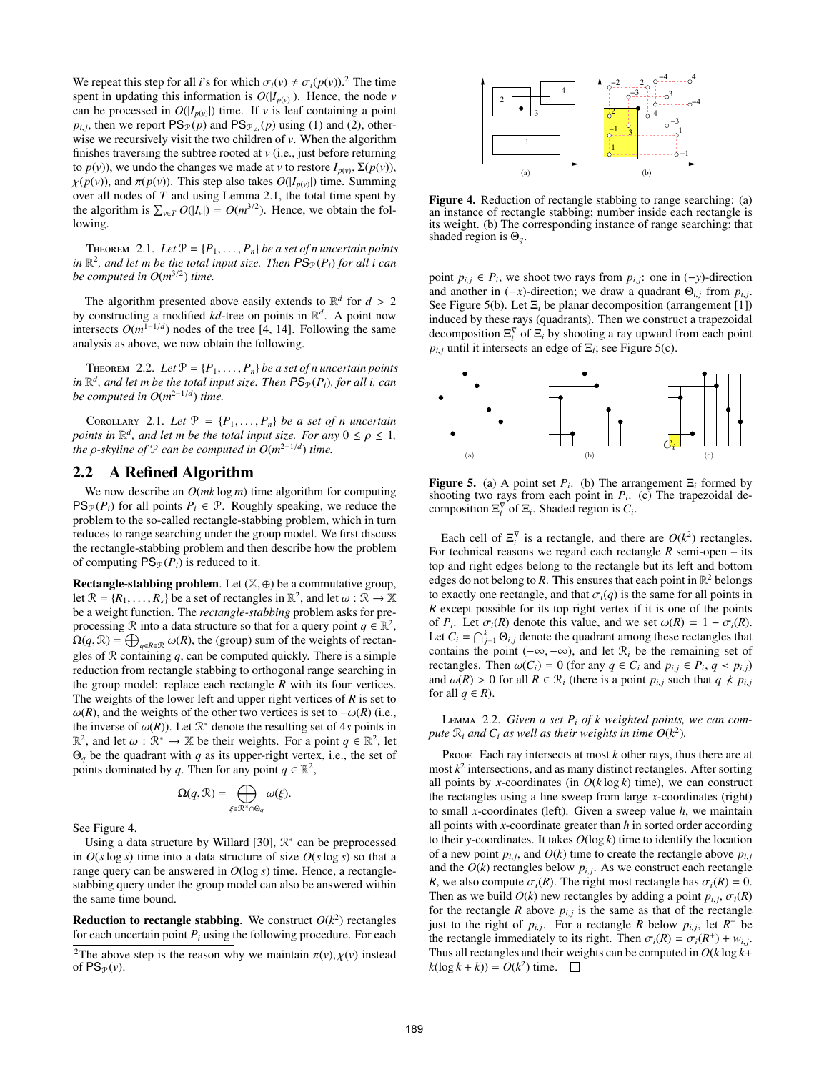We repeat this step for all $i$'s for which $\sigma_i(v) \neq \sigma_i(p(v))$.[2] The time spent in updating this information is $O(|I_{p(v)}|)$. Hence, the node $v$ can be processed in $O(|I_{p(v)}|)$ time. If $v$ is leaf containing a point $p_{i,j}$, then we report $\mathsf{PS}_{\mathcal{P}}(p)$ and $\mathsf{PS}_{\mathcal{P}_{\neq i}}(p)$ using (1) and (2), otherwise we recursively visit the two children of $v$. When the algorithm finishes traversing the subtree rooted at $v$ (i.e., just before returning to $p(v)$), we undo the changes we made at $v$ to restore $I_{p(v)}$, $\Sigma(p(v))$, $\chi(p(v))$, and $\pi(p(v))$. This step also takes $O(|I_{p(v)}|)$ time. Summing over all nodes of $T$ and using Lemma 2.1, the total time spent by the algorithm is $\sum_{v \in T} O(|I_v|) = O(m^{3/2})$. Hence, we obtain the following.

Theorem 2.1. *Let $\mathcal{P} = \{P_1, \ldots, P_n\}$ be a set of $n$ uncertain points in $\mathbb{R}^2$, and let $m$ be the total input size. Then $\mathsf{PS}_{\mathcal{P}}(P_i)$ for all $i$ can be computed in $O(m^{3/2})$ time.*

The algorithm presented above easily extends to $\mathbb{R}^d$ for $d > 2$ by constructing a modified $kd$-tree on points in $\mathbb{R}^d$. A point now intersects $O(m^{1-1/d})$ nodes of the tree [4, 14]. Following the same analysis as above, we now obtain the following.

Theorem 2.2. *Let $\mathcal{P} = \{P_1, \ldots, P_n\}$ be a set of $n$ uncertain points in $\mathbb{R}^d$, and let $m$ be the total input size. Then $\mathsf{PS}_{\mathcal{P}}(P_i)$, for all $i$, can be computed in $O(m^{2-1/d})$ time.*

Corollary 2.1. *Let $\mathcal{P} = \{P_1, \ldots, P_n\}$ be a set of $n$ uncertain points in $\mathbb{R}^d$, and let $m$ be the total input size. For any $0 \le \rho \le 1$, the $\rho$-skyline of $\mathcal{P}$ can be computed in $O(m^{2-1/d})$ time.*

## 2.2 A Refined Algorithm

We now describe an $O(mk \log m)$ time algorithm for computing $\mathsf{PS}_{\mathcal{P}}(P_i)$ for all points $P_i \in \mathcal{P}$. Roughly speaking, we reduce the problem to the so-called rectangle-stabbing problem, which in turn reduces to range searching under the group model. We first discuss the rectangle-stabbing problem and then describe how the problem of computing $\mathsf{PS}_{\mathcal{P}}(P_i)$ is reduced to it.

**Rectangle-stabbing problem**. Let $(\mathbb{X}, \oplus)$ be a commutative group, let $\mathcal{R} = \{R_1, \ldots, R_s\}$ be a set of rectangles in $\mathbb{R}^2$, and let $\omega : \mathcal{R} \to \mathbb{X}$ be a weight function. The *rectangle-stabbing* problem asks for preprocessing $\mathcal{R}$ into a data structure so that for a query point $q \in \mathbb{R}^2$, $\Omega(q, \mathcal{R}) = \bigoplus_{q \in R \in \mathcal{R}} \omega(R)$, the (group) sum of the weights of rectangles of $\mathcal{R}$ containing $q$, can be computed quickly. There is a simple reduction from rectangle stabbing to orthogonal range searching in the group model: replace each rectangle $R$ with its four vertices. The weights of the lower left and upper right vertices of $R$ is set to $\omega(R)$, and the weights of the other two vertices is set to $-\omega(R)$ (i.e., the inverse of $\omega(R)$). Let $\mathcal{R}^*$ denote the resulting set of $4s$ points in $\mathbb{R}^2$, and let $\omega : \mathcal{R}^* \to \mathbb{X}$ be their weights. For a point $q \in \mathbb{R}^2$, let $\Theta_q$ be the quadrant with $q$ as its upper-right vertex, i.e., the set of points dominated by $q$. Then for any point $q \in \mathbb{R}^2$,

$$\Omega(q, \mathcal{R}) = \bigoplus_{\xi \in \mathcal{R}^* \cap \Theta_q} \omega(\xi).$$

See Figure 4.

Using a data structure by Willard [30], $\mathcal{R}^*$ can be preprocessed in $O(s \log s)$ time into a data structure of size $O(s \log s)$ so that a range query can be answered in $O(\log s)$ time. Hence, a rectangle-stabbing query under the group model can also be answered within the same time bound.

**Reduction to rectangle stabbing**. We construct $O(k^2)$ rectangles for each uncertain point $P_i$ using the following procedure. For each point $p_{i,j} \in P_i$, we shoot two rays from $p_{i,j}$: one in $(-y)$-direction and another in $(-x)$-direction; we draw a quadrant $\Theta_{i,j}$ from $p_{i,j}$. See Figure 5(b). Let $\Xi_i$ be planar decomposition (arrangement [1]) induced by these rays (quadrants). Then we construct a trapezoidal decomposition $\Xi_i^{\nabla}$ of $\Xi_i$ by shooting a ray upward from each point $p_{i,j}$ until it intersects an edge of $\Xi_i$; see Figure 5(c).

[2] The above step is the reason why we maintain $\pi(v), \chi(v)$ instead of $\mathsf{PS}_{\mathcal{P}}(v)$.

**Figure 4.** Reduction of rectangle stabbing to range searching: (a) an instance of rectangle stabbing; number inside each rectangle is its weight. (b) The corresponding instance of range searching; that shaded region is $\Theta_q$.

**Figure 5.** (a) A point set $P_i$. (b) The arrangement $\Xi_i$ formed by shooting two rays from each point in $P_i$. (c) The trapezoidal decomposition $\Xi_i^{\nabla}$ of $\Xi_i$. Shaded region is $C_i$.

Each cell of $\Xi_i^{\nabla}$ is a rectangle, and there are $O(k^2)$ rectangles. For technical reasons we regard each rectangle $R$ semi-open – its top and right edges belong to the rectangle but its left and bottom edges do not belong to $R$. This ensures that each point in $\mathbb{R}^2$ belongs to exactly one rectangle, and that $\sigma_i(q)$ is the same for all points in $R$ except possible for its top right vertex if it is one of the points of $P_i$. Let $\sigma_i(R)$ denote this value, and we set $\omega(R) = 1 - \sigma_i(R)$. Let $C_i = \bigcap_{j=1}^{k} \Theta_{i,j}$ denote the quadrant among these rectangles that contains the point $(-\infty, -\infty)$, and let $\mathcal{R}_i$ be the remaining set of rectangles. Then $\omega(C_i) = 0$ (for any $q \in C_i$ and $p_{i,j} \in P_i$, $q \prec p_{i,j}$) and $\omega(R) > 0$ for all $R \in \mathcal{R}_i$ (there is a point $p_{i,j}$ such that $q \nprec p_{i,j}$ for all $q \in R$).

Lemma 2.2. *Given a set $P_i$ of $k$ weighted points, we can compute $\mathcal{R}_i$ and $C_i$ as well as their weights in time $O(k^2)$.*

Proof. Each ray intersects at most $k$ other rays, thus there are at most $k^2$ intersections, and as many distinct rectangles. After sorting all points by $x$-coordinates (in $O(k \log k)$ time), we can construct the rectangles using a line sweep from large $x$-coordinates (right) to small $x$-coordinates (left). Given a sweep value $h$, we maintain all points with $x$-coordinate greater than $h$ in sorted order according to their $y$-coordinates. It takes $O(\log k)$ time to identify the location of a new point $p_{i,j}$, and $O(k)$ time to create the rectangle above $p_{i,j}$ and the $O(k)$ rectangles below $p_{i,j}$. As we construct each rectangle $R$, we also compute $\sigma_i(R)$. The right most rectangle has $\sigma_i(R) = 0$. Then as we build $O(k)$ new rectangles by adding a point $p_{i,j}$, $\sigma_i(R)$ for the rectangle $R$ above $p_{i,j}$ is the same as that of the rectangle just to the right of $p_{i,j}$. For a rectangle $R$ below $p_{i,j}$, let $R^+$ be the rectangle immediately to its right. Then $\sigma_i(R) = \sigma_i(R^+) + w_{i,j}$. Thus all rectangles and their weights can be computed in $O(k \log k + k(\log k + k)) = O(k^2)$ time. □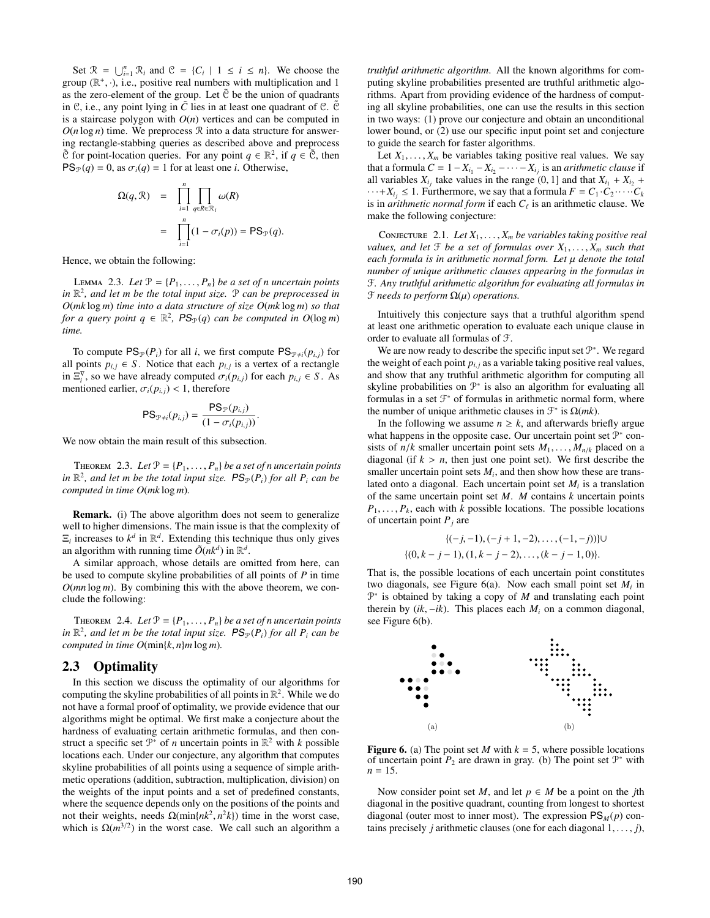Set $\mathcal{R} = \bigcup_{i=1}^{n} \mathcal{R}_i$ and $\mathcal{C} = \{C_i \mid 1 \leq i \leq n\}$. We choose the group $(\mathbb{R}^+, \cdot)$, i.e., positive real numbers with multiplication and 1 as the zero-element of the group. Let $\tilde{\mathcal{C}}$ be the union of quadrants in $\mathcal{C}$, i.e., any point lying in $\tilde{C}$ lies in at least one quadrant of $\mathcal{C}$. $\tilde{\mathcal{C}}$ is a staircase polygon with $O(n)$ vertices and can be computed in $O(n \log n)$ time. We preprocess $\mathcal{R}$ into a data structure for answering rectangle-stabbing queries as described above and preprocess $\tilde{\mathcal{C}}$ for point-location queries. For any point $q \in \mathbb{R}^2$, if $q \in \tilde{\mathcal{C}}$, then $\mathsf{PS}_{\mathcal{P}}(q) = 0$, as $\sigma_i(q) = 1$ for at least one $i$. Otherwise,

$$\begin{aligned}\Omega(q, \mathcal{R}) &= \prod_{i=1}^{n} \prod_{q \in R \in \mathcal{R}_i} \omega(R) \\ &= \prod_{i=1}^{n} (1 - \sigma_i(p)) = \mathsf{PS}_{\mathcal{P}}(q).\end{aligned}$$

Hence, we obtain the following:

Lemma 2.3. *Let $\mathcal{P} = \{P_1, \ldots, P_n\}$ be a set of n uncertain points in $\mathbb{R}^2$, and let m be the total input size. $\mathcal{P}$ can be preprocessed in $O(mk \log m)$ time into a data structure of size $O(mk \log m)$ so that for a query point $q \in \mathbb{R}^2$, $\mathsf{PS}_{\mathcal{P}}(q)$ can be computed in $O(\log m)$ time.*

To compute $\mathsf{PS}_{\mathcal{P}}(P_i)$ for all $i$, we first compute $\mathsf{PS}_{\mathcal{P} \neq i}(p_{i,j})$ for all points $p_{i,j} \in S$. Notice that each $p_{i,j}$ is a vertex of a rectangle in $\Xi_i^{\nabla}$, so we have already computed $\sigma_i(p_{i,j})$ for each $p_{i,j} \in S$. As mentioned earlier, $\sigma_i(p_{i,j}) < 1$, therefore

$$\mathsf{PS}_{\mathcal{P} \neq i}(p_{i,j}) = \frac{\mathsf{PS}_{\mathcal{P}}(p_{i,j})}{(1 - \sigma_i(p_{i,j}))}.$$

We now obtain the main result of this subsection.

Theorem 2.3. *Let $\mathcal{P} = \{P_1, \ldots, P_n\}$ be a set of n uncertain points in $\mathbb{R}^2$, and let m be the total input size. $\mathsf{PS}_{\mathcal{P}}(P_i)$ for all $P_i$ can be computed in time $O(mk \log m)$.*

**Remark.** (i) The above algorithm does not seem to generalize well to higher dimensions. The main issue is that the complexity of $\Xi_i$ increases to $k^d$ in $\mathbb{R}^d$. Extending this technique thus only gives an algorithm with running time $\tilde{O}(nk^d)$ in $\mathbb{R}^d$.

A similar approach, whose details are omitted from here, can be used to compute skyline probabilities of all points of $P$ in time $O(mn \log m)$. By combining this with the above theorem, we conclude the following:

Theorem 2.4. *Let $\mathcal{P} = \{P_1, \ldots, P_n\}$ be a set of n uncertain points in $\mathbb{R}^2$, and let m be the total input size. $\mathsf{PS}_{\mathcal{P}}(P_i)$ for all $P_i$ can be computed in time $O(\min\{k, n\} m \log m)$.*

## 2.3 Optimality

In this section we discuss the optimality of our algorithms for computing the skyline probabilities of all points in $\mathbb{R}^2$. While we do not have a formal proof of optimality, we provide evidence that our algorithms might be optimal. We first make a conjecture about the hardness of evaluating certain arithmetic formulas, and then construct a specific set $\mathcal{P}^*$ of $n$ uncertain points in $\mathbb{R}^2$ with $k$ possible locations each. Under our conjecture, any algorithm that computes skyline probabilities of all points using a sequence of simple arithmetic operations (addition, subtraction, multiplication, division) on the weights of the input points and a set of predefined constants, where the sequence depends only on the positions of the points and not their weights, needs $\Omega(\min\{nk^2, n^2k\})$ time in the worst case, which is $\Omega(m^{3/2})$ in the worst case. We call such an algorithm a *truthful arithmetic algorithm*. All the known algorithms for computing skyline probabilities presented are truthful arithmetic algorithms. Apart from providing evidence of the hardness of computing all skyline probabilities, one can use the results in this section in two ways: (1) prove our conjecture and obtain an unconditional lower bound, or (2) use our specific input point set and conjecture to guide the search for faster algorithms.

Let $X_1, \ldots, X_m$ be variables taking positive real values. We say that a formula $C = 1 - X_{i_1} - X_{i_2} - \cdots - X_{i_j}$ is an *arithmetic clause* if all variables $X_{i_j}$ take values in the range $(0, 1]$ and that $X_{i_1} + X_{i_2} + \cdots + X_{i_j} \leq 1$. Furthermore, we say that a formula $F = C_1 \cdot C_2 \cdot \cdots \cdot C_k$ is in *arithmetic normal form* if each $C_\ell$ is an arithmetic clause. We make the following conjecture:

Conjecture 2.1. *Let $X_1, \ldots, X_m$ be variables taking positive real values, and let $\mathcal{F}$ be a set of formulas over $X_1, \ldots, X_m$ such that each formula is in arithmetic normal form. Let $\mu$ denote the total number of unique arithmetic clauses appearing in the formulas in $\mathcal{F}$. Any truthful arithmetic algorithm for evaluating all formulas in $\mathcal{F}$ needs to perform $\Omega(\mu)$ operations.*

Intuitively this conjecture says that a truthful algorithm spend at least one arithmetic operation to evaluate each unique clause in order to evaluate all formulas of $\mathcal{F}$.

We are now ready to describe the specific input set $\mathcal{P}^*$. We regard the weight of each point $p_{i,j}$ as a variable taking positive real values, and show that any truthful arithmetic algorithm for computing all skyline probabilities on $\mathcal{P}^*$ is also an algorithm for evaluating all formulas in a set $\mathcal{F}^*$ of formulas in arithmetic normal form, where the number of unique arithmetic clauses in $\mathcal{F}^*$ is $\Omega(mk)$.

In the following we assume $n \geq k$, and afterwards briefly argue what happens in the opposite case. Our uncertain point set $\mathcal{P}^*$ consists of $n/k$ smaller uncertain point sets $M_1, \ldots, M_{n/k}$ placed on a diagonal (if $k > n$, then just one point set). We first describe the smaller uncertain point sets $M_i$, and then show how these are translated onto a diagonal. Each uncertain point set $M_i$ is a translation of the same uncertain point set $M$. $M$ contains $k$ uncertain points $P_1, \ldots, P_k$, each with $k$ possible locations. The possible locations of uncertain point $P_j$ are

$$\{(-j, -1), (-j+1, -2), \ldots, (-1, -j))\} \cup$$
$$\{(0, k-j-1), (1, k-j-2), \ldots, (k-j-1, 0)\}.$$

That is, the possible locations of each uncertain point constitutes two diagonals, see Figure 6(a). Now each small point set $M_i$ in $\mathcal{P}^*$ is obtained by taking a copy of $M$ and translating each point therein by $(ik, -ik)$. This places each $M_i$ on a common diagonal, see Figure 6(b).

(a) (b)

**Figure 6.** (a) The point set $M$ with $k = 5$, where possible locations of uncertain point $P_2$ are drawn in gray. (b) The point set $\mathcal{P}^*$ with $n = 15$.

Now consider point set $M$, and let $p \in M$ be a point on the $j$th diagonal in the positive quadrant, counting from longest to shortest diagonal (outer most to inner most). The expression $\mathsf{PS}_M(p)$ contains precisely $j$ arithmetic clauses (one for each diagonal $1, \ldots, j$),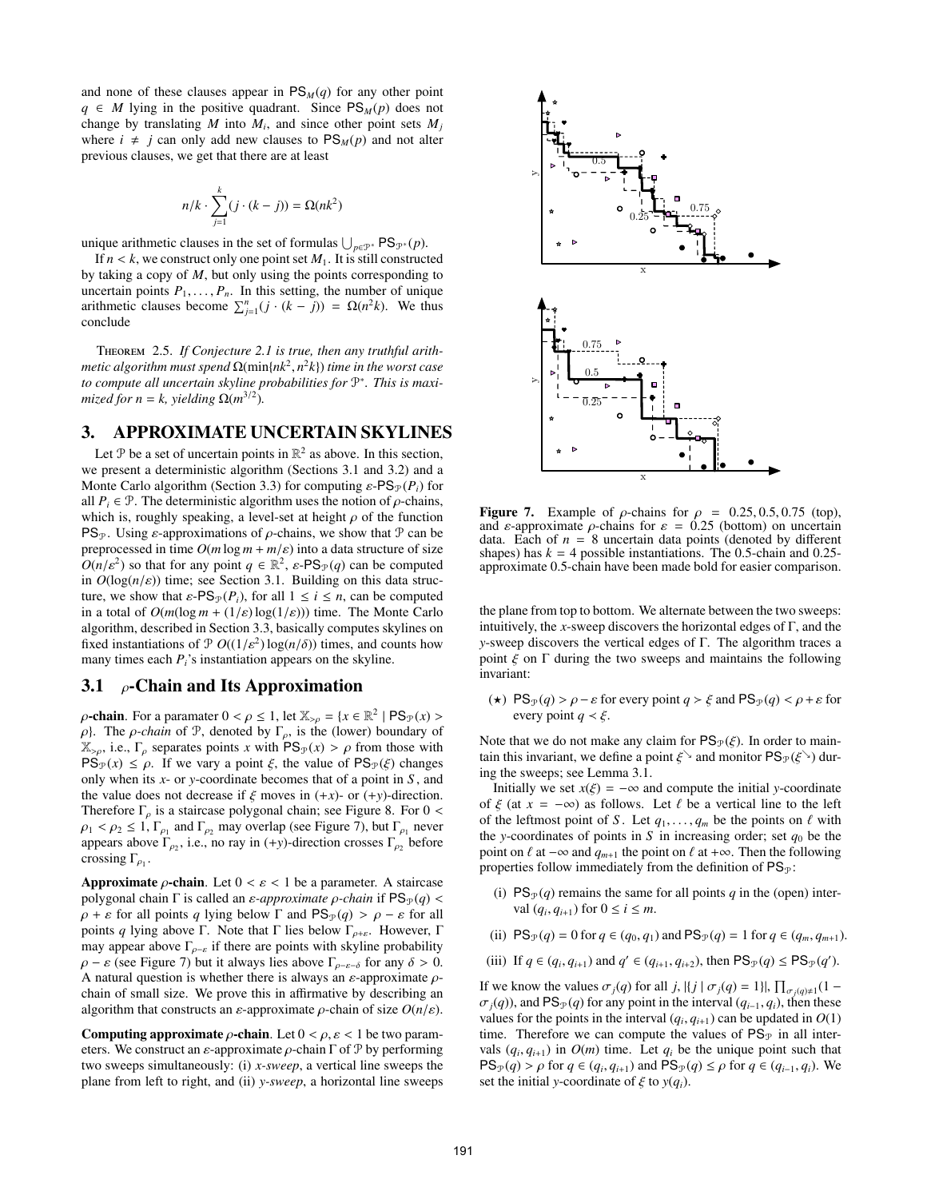and none of these clauses appear in $\mathsf{PS}_M(q)$ for any other point $q \in M$ lying in the positive quadrant. Since $\mathsf{PS}_M(p)$ does not change by translating $M$ into $M_i$, and since other point sets $M_j$ where $i \neq j$ can only add new clauses to $\mathsf{PS}_M(p)$ and not alter previous clauses, we get that there are at least

$$n/k \cdot \sum_{j=1}^{k} (j \cdot (k - j)) = \Omega(nk^2)$$

unique arithmetic clauses in the set of formulas $\bigcup_{p \in \mathcal{P}^*} \mathsf{PS}_{\mathcal{P}^*}(p)$.

If $n < k$, we construct only one point set $M_1$. It is still constructed by taking a copy of $M$, but only using the points corresponding to uncertain points $P_1, \ldots, P_n$. In this setting, the number of unique arithmetic clauses become $\sum_{j=1}^{n}(j \cdot (k - j)) = \Omega(n^2 k)$. We thus conclude

Theorem 2.5. *If Conjecture 2.1 is true, then any truthful arithmetic algorithm must spend $\Omega(\min\{nk^2, n^2k\})$ time in the worst case to compute all uncertain skyline probabilities for $\mathcal{P}^*$. This is maximized for $n = k$, yielding $\Omega(m^{3/2})$.*

## 3. APPROXIMATE UNCERTAIN SKYLINES

Let $\mathcal{P}$ be a set of uncertain points in $\mathbb{R}^2$ as above. In this section, we present a deterministic algorithm (Sections 3.1 and 3.2) and a Monte Carlo algorithm (Section 3.3) for computing $\varepsilon$-$\mathsf{PS}_{\mathcal{P}}(P_i)$ for all $P_i \in \mathcal{P}$. The deterministic algorithm uses the notion of $\rho$-chains, which is, roughly speaking, a level-set at height $\rho$ of the function $\mathsf{PS}_{\mathcal{P}}$. Using $\varepsilon$-approximations of $\rho$-chains, we show that $\mathcal{P}$ can be preprocessed in time $O(m \log m + m/\varepsilon)$ into a data structure of size $O(n/\varepsilon^2)$ so that for any point $q \in \mathbb{R}^2$, $\varepsilon$-$\mathsf{PS}_{\mathcal{P}}(q)$ can be computed in $O(\log(n/\varepsilon))$ time; see Section 3.1. Building on this data structure, we show that $\varepsilon$-$\mathsf{PS}_{\mathcal{P}}(P_i)$, for all $1 \leq i \leq n$, can be computed in a total of $O(m(\log m + (1/\varepsilon)\log(1/\varepsilon)))$ time. The Monte Carlo algorithm, described in Section 3.3, basically computes skylines on fixed instantiations of $\mathcal{P}$ $O((1/\varepsilon^2)\log(n/\delta))$ times, and counts how many times each $P_i$'s instantiation appears on the skyline.

### 3.1 $\rho$-Chain and Its Approximation

**$\rho$-chain.** For a paramater $0 < \rho \leq 1$, let $\mathbb{X}_{>\rho} = \{x \in \mathbb{R}^2 \mid \mathsf{PS}_{\mathcal{P}}(x) > \rho\}$. The *$\rho$-chain* of $\mathcal{P}$, denoted by $\Gamma_\rho$, is the (lower) boundary of $\mathbb{X}_{>\rho}$, i.e., $\Gamma_\rho$ separates points $x$ with $\mathsf{PS}_{\mathcal{P}}(x) > \rho$ from those with $\mathsf{PS}_{\mathcal{P}}(x) \leq \rho$. If we vary a point $\xi$, the value of $\mathsf{PS}_{\mathcal{P}}(\xi)$ changes only when its $x$- or $y$-coordinate becomes that of a point in $S$, and the value does not decrease if $\xi$ moves in $(+x)$- or $(+y)$-direction. Therefore $\Gamma_\rho$ is a staircase polygonal chain; see Figure 8. For $0 < \rho_1 < \rho_2 \leq 1$, $\Gamma_{\rho_1}$ and $\Gamma_{\rho_2}$ may overlap (see Figure 7), but $\Gamma_{\rho_1}$ never appears above $\Gamma_{\rho_2}$, i.e., no ray in $(+y)$-direction crosses $\Gamma_{\rho_2}$ before crossing $\Gamma_{\rho_1}$.

**Approximate $\rho$-chain.** Let $0 < \varepsilon < 1$ be a parameter. A staircase polygonal chain $\Gamma$ is called an *$\varepsilon$-approximate $\rho$-chain* if $\mathsf{PS}_{\mathcal{P}}(q) < \rho + \varepsilon$ for all points $q$ lying below $\Gamma$ and $\mathsf{PS}_{\mathcal{P}}(q) > \rho - \varepsilon$ for all points $q$ lying above $\Gamma$. Note that $\Gamma$ lies below $\Gamma_{\rho+\varepsilon}$. However, $\Gamma$ may appear above $\Gamma_{\rho-\varepsilon}$ if there are points with skyline probability $\rho - \varepsilon$ (see Figure 7) but it always lies above $\Gamma_{\rho-\varepsilon-\delta}$ for any $\delta > 0$. A natural question is whether there is always an $\varepsilon$-approximate $\rho$-chain of small size. We prove this in affirmative by describing an algorithm that constructs an $\varepsilon$-approximate $\rho$-chain of size $O(n/\varepsilon)$.

**Computing approximate $\rho$-chain.** Let $0 < \rho, \varepsilon < 1$ be two parameters. We construct an $\varepsilon$-approximate $\rho$-chain $\Gamma$ of $\mathcal{P}$ by performing two sweeps simultaneously: (i) *x-sweep*, a vertical line sweeps the plane from left to right, and (ii) *y-sweep*, a horizontal line sweeps the plane from top to bottom. We alternate between the two sweeps: intuitively, the $x$-sweep discovers the horizontal edges of $\Gamma$, and the $y$-sweep discovers the vertical edges of $\Gamma$. The algorithm traces a point $\xi$ on $\Gamma$ during the two sweeps and maintains the following invariant:

($\star$) $\mathsf{PS}_{\mathcal{P}}(q) > \rho - \varepsilon$ for every point $q \succ \xi$ and $\mathsf{PS}_{\mathcal{P}}(q) < \rho + \varepsilon$ for every point $q \prec \xi$.

Note that we do not make any claim for $\mathsf{PS}_{\mathcal{P}}(\xi)$. In order to maintain this invariant, we define a point $\xi^{\searrow}$ and monitor $\mathsf{PS}_{\mathcal{P}}(\xi^{\searrow})$ during the sweeps; see Lemma 3.1.

Initially we set $x(\xi) = -\infty$ and compute the initial $y$-coordinate of $\xi$ (at $x = -\infty$) as follows. Let $\ell$ be a vertical line to the left of the leftmost point of $S$. Let $q_1, \ldots, q_m$ be the points on $\ell$ with the $y$-coordinates of points in $S$ in increasing order; set $q_0$ be the point on $\ell$ at $-\infty$ and $q_{m+1}$ the point on $\ell$ at $+\infty$. Then the following properties follow immediately from the definition of $\mathsf{PS}_{\mathcal{P}}$:

(i) $\mathsf{PS}_{\mathcal{P}}(q)$ remains the same for all points $q$ in the (open) interval $(q_i, q_{i+1})$ for $0 \leq i \leq m$.

(ii) $\mathsf{PS}_{\mathcal{P}}(q) = 0$ for $q \in (q_0, q_1)$ and $\mathsf{PS}_{\mathcal{P}}(q) = 1$ for $q \in (q_m, q_{m+1})$.

(iii) If $q \in (q_i, q_{i+1})$ and $q' \in (q_{i+1}, q_{i+2})$, then $\mathsf{PS}_{\mathcal{P}}(q) \leq \mathsf{PS}_{\mathcal{P}}(q')$.

If we know the values $\sigma_j(q)$ for all $j$, $|\{j \mid \sigma_j(q) = 1\}|$, $\prod_{\sigma_j(q) \neq 1}(1 - \sigma_j(q))$, and $\mathsf{PS}_{\mathcal{P}}(q)$ for any point in the interval $(q_{i-1}, q_i)$, then these values for the points in the interval $(q_i, q_{i+1})$ can be updated in $O(1)$ time. Therefore we can compute the values of $\mathsf{PS}_{\mathcal{P}}$ in all intervals $(q_i, q_{i+1})$ in $O(m)$ time. Let $q_i$ be the unique point such that $\mathsf{PS}_{\mathcal{P}}(q) > \rho$ for $q \in (q_i, q_{i+1})$ and $\mathsf{PS}_{\mathcal{P}}(q) \leq \rho$ for $q \in (q_{i-1}, q_i)$. We set the initial $y$-coordinate of $\xi$ to $y(q_i)$.

**Figure 7.** Example of $\rho$-chains for $\rho = 0.25, 0.5, 0.75$ (top), and $\varepsilon$-approximate $\rho$-chains for $\varepsilon = 0.25$ (bottom) on uncertain data. Each of $n = 8$ uncertain data points (denoted by different shapes) has $k = 4$ possible instantiations. The 0.5-chain and 0.25-approximate 0.5-chain have been made bold for easier comparison.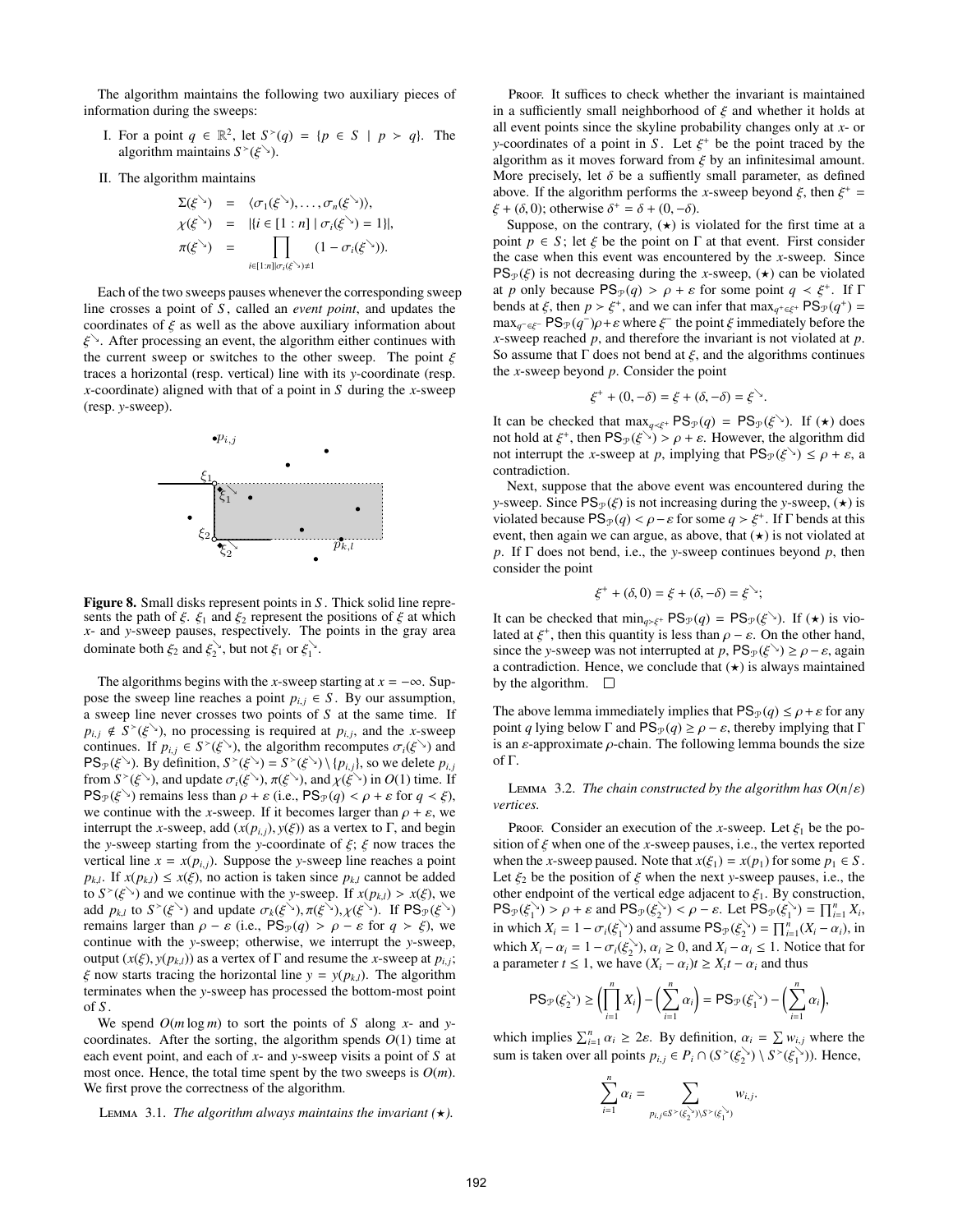The algorithm maintains the following two auxiliary pieces of information during the sweeps:

I. For a point $q \in \mathbb{R}^2$, let $S^{\succ}(q) = \{p \in S \mid p \succ q\}$. The algorithm maintains $S^{\succ}(\xi^{\searrow})$.

II. The algorithm maintains

$$\begin{aligned}
\Sigma(\xi^{\searrow}) &= \langle \sigma_1(\xi^{\searrow}), \ldots, \sigma_n(\xi^{\searrow}) \rangle, \\
\chi(\xi^{\searrow}) &= |\{i \in [1:n] \mid \sigma_i(\xi^{\searrow}) = 1\}|, \\
\pi(\xi^{\searrow}) &= \prod_{i \in [1:n] | \sigma_i(\xi^{\searrow}) \neq 1} (1 - \sigma_i(\xi^{\searrow})).
\end{aligned}$$

Each of the two sweeps pauses whenever the corresponding sweep line crosses a point of $S$, called an *event point*, and updates the coordinates of $\xi$ as well as the above auxiliary information about $\xi^{\searrow}$. After processing an event, the algorithm either continues with the current sweep or switches to the other sweep. The point $\xi$ traces a horizontal (resp. vertical) line with its $y$-coordinate (resp. $x$-coordinate) aligned with that of a point in $S$ during the $x$-sweep (resp. $y$-sweep).

**Figure 8.** Small disks represent points in $S$. Thick solid line represents the path of $\xi$. $\xi_1$ and $\xi_2$ represent the positions of $\xi$ at which $x$- and $y$-sweep pauses, respectively. The points in the gray area dominate both $\xi_2$ and $\xi_2^{\searrow}$, but not $\xi_1$ or $\xi_1^{\searrow}$.

The algorithms begins with the $x$-sweep starting at $x = -\infty$. Suppose the sweep line reaches a point $p_{i,j} \in S$. By our assumption, a sweep line never crosses two points of $S$ at the same time. If $p_{i,j} \notin S^{\succ}(\xi^{\searrow})$, no processing is required at $p_{i,j}$, and the $x$-sweep continues. If $p_{i,j} \in S^{\succ}(\xi^{\searrow})$, the algorithm recomputes $\sigma_i(\xi^{\searrow})$ and $\mathsf{PS}_{\mathcal{P}}(\xi^{\searrow})$. By definition, $S^{\succ}(\xi^{\searrow}) = S^{\succ}(\xi^{\searrow}) \setminus \{p_{i,j}\}$, so we delete $p_{i,j}$ from $S^{\succ}(\xi^{\searrow})$, and update $\sigma_i(\xi^{\searrow})$, $\pi(\xi^{\searrow})$, and $\chi(\xi^{\searrow})$ in $O(1)$ time. If $\mathsf{PS}_{\mathcal{P}}(\xi^{\searrow})$ remains less than $\rho + \varepsilon$ (i.e., $\mathsf{PS}_{\mathcal{P}}(q) < \rho + \varepsilon$ for $q \prec \xi$), we continue with the $x$-sweep. If it becomes larger than $\rho + \varepsilon$, we interrupt the $x$-sweep, add $(x(p_{i,j}), y(\xi))$ as a vertex to $\Gamma$, and begin the $y$-sweep starting from the $y$-coordinate of $\xi$; $\xi$ now traces the vertical line $x = x(p_{i,j})$. Suppose the $y$-sweep line reaches a point $p_{k,l}$. If $x(p_{k,l}) \leq x(\xi)$, no action is taken since $p_{k,l}$ cannot be added to $S^{\succ}(\xi^{\searrow})$ and we continue with the $y$-sweep. If $x(p_{k,l}) > x(\xi)$, we add $p_{k,l}$ to $S^{\succ}(\xi^{\searrow})$ and update $\sigma_k(\xi^{\searrow}), \pi(\xi^{\searrow}), \chi(\xi^{\searrow})$. If $\mathsf{PS}_{\mathcal{P}}(\xi^{\searrow})$ remains larger than $\rho - \varepsilon$ (i.e., $\mathsf{PS}_{\mathcal{P}}(q) > \rho - \varepsilon$ for $q \succ \xi$), we continue with the $y$-sweep; otherwise, we interrupt the $y$-sweep, output $(x(\xi), y(p_{k,l}))$ as a vertex of $\Gamma$ and resume the $x$-sweep at $p_{i,j}$; $\xi$ now starts tracing the horizontal line $y = y(p_{k,l})$. The algorithm terminates when the $y$-sweep has processed the bottom-most point of $S$.

We spend $O(m \log m)$ to sort the points of $S$ along $x$- and $y$-coordinates. After the sorting, the algorithm spends $O(1)$ time at each event point, and each of $x$- and $y$-sweeps visits a point of $S$ at most once. Hence, the total time spent by the two sweeps is $O(m)$. We first prove the correctness of the algorithm.

Lemma 3.1. *The algorithm always maintains the invariant* ($\star$).

Proof. It suffices to check whether the invariant is maintained in a sufficiently small neighborhood of $\xi$ and whether it holds at all event points since the skyline probability changes only at $x$- or $y$-coordinates of a point in $S$. Let $\xi^+$ be the point traced by the algorithm as it moves forward from $\xi$ by an infinitesimal amount. More precisely, let $\delta$ be a suffiently small parameter, as defined above. If the algorithm performs the $x$-sweep beyond $\xi$, then $\xi^+ = \xi + (\delta, 0)$; otherwise $\delta^+ = \delta + (0, -\delta)$.

Suppose, on the contrary, ($\star$) is violated for the first time at a point $p \in S$; let $\xi$ be the point on $\Gamma$ at that event. First consider the case when this event was encountered by the $x$-sweep. Since $\mathsf{PS}_{\mathcal{P}}(\xi)$ is not decreasing during the $x$-sweep, ($\star$) can be violated at $p$ only because $\mathsf{PS}_{\mathcal{P}}(q) > \rho + \varepsilon$ for some point $q \prec \xi^+$. If $\Gamma$ bends at $\xi$, then $p \succ \xi^+$, and we can infer that $\max_{q^+ \in \xi^+} \mathsf{PS}_{\mathcal{P}}(q^+) = \max_{q^- \in \xi^-} \mathsf{PS}_{\mathcal{P}}(q^-)\rho + \varepsilon$ where $\xi^-$ the point $\xi$ immediately before the $x$-sweep reached $p$, and therefore the invariant is not violated at $p$. So assume that $\Gamma$ does not bend at $\xi$, and the algorithms continues the $x$-sweep beyond $p$. Consider the point

$$\xi^+ + (0, -\delta) = \xi + (\delta, -\delta) = \xi^{\searrow}.$$

It can be checked that $\max_{q \prec \xi^+} \mathsf{PS}_{\mathcal{P}}(q) = \mathsf{PS}_{\mathcal{P}}(\xi^{\searrow})$. If ($\star$) does not hold at $\xi^+$, then $\mathsf{PS}_{\mathcal{P}}(\xi^{\searrow}) > \rho + \varepsilon$. However, the algorithm did not interrupt the $x$-sweep at $p$, implying that $\mathsf{PS}_{\mathcal{P}}(\xi^{\searrow}) \leq \rho + \varepsilon$, a contradiction.

Next, suppose that the above event was encountered during the $y$-sweep. Since $\mathsf{PS}_{\mathcal{P}}(\xi)$ is not increasing during the $y$-sweep, ($\star$) is violated because $\mathsf{PS}_{\mathcal{P}}(q) < \rho - \varepsilon$ for some $q \succ \xi^+$. If $\Gamma$ bends at this event, then again we can argue, as above, that ($\star$) is not violated at $p$. If $\Gamma$ does not bend, i.e., the $y$-sweep continues beyond $p$, then consider the point

$$\xi^+ + (\delta, 0) = \xi + (\delta, -\delta) = \xi^{\searrow};$$

It can be checked that $\min_{q \succ \xi^+} \mathsf{PS}_{\mathcal{P}}(q) = \mathsf{PS}_{\mathcal{P}}(\xi^{\searrow})$. If ($\star$) is violated at $\xi^+$, then this quantity is less than $\rho - \varepsilon$. On the other hand, since the $y$-sweep was not interrupted at $p$, $\mathsf{PS}_{\mathcal{P}}(\xi^{\searrow}) \geq \rho - \varepsilon$, again a contradiction. Hence, we conclude that ($\star$) is always maintained by the algorithm. $\square$

The above lemma immediately implies that $\mathsf{PS}_{\mathcal{P}}(q) \leq \rho + \varepsilon$ for any point $q$ lying below $\Gamma$ and $\mathsf{PS}_{\mathcal{P}}(q) \geq \rho - \varepsilon$, thereby implying that $\Gamma$ is an $\varepsilon$-approximate $\rho$-chain. The following lemma bounds the size of $\Gamma$.

Lemma 3.2. *The chain constructed by the algorithm has $O(n/\varepsilon)$ vertices.*

Proof. Consider an execution of the $x$-sweep. Let $\xi_1$ be the position of $\xi$ when one of the $x$-sweep pauses, i.e., the vertex reported when the $x$-sweep paused. Note that $x(\xi_1) = x(p_1)$ for some $p_1 \in S$. Let $\xi_2$ be the position of $\xi$ when the next $y$-sweep pauses, i.e., the other endpoint of the vertical edge adjacent to $\xi_1$. By construction, $\mathsf{PS}_{\mathcal{P}}(\xi_1^{\searrow}) > \rho + \varepsilon$ and $\mathsf{PS}_{\mathcal{P}}(\xi_2^{\searrow}) < \rho - \varepsilon$. Let $\mathsf{PS}_{\mathcal{P}}(\xi_1^{\searrow}) = \prod_{i=1}^n X_i$, in which $X_i = 1 - \sigma_i(\xi_1^{\searrow})$ and assume $\mathsf{PS}_{\mathcal{P}}(\xi_2^{\searrow}) = \prod_{i=1}^n (X_i - \alpha_i)$, in which $X_i - \alpha_i = 1 - \sigma_i(\xi_2^{\searrow})$, $\alpha_i \geq 0$, and $X_i - \alpha_i \leq 1$. Notice that for a parameter $t \leq 1$, we have $(X_i - \alpha_i)t \geq X_i t - \alpha_i$ and thus

$$\mathsf{PS}_{\mathcal{P}}(\xi_2^{\searrow}) \geq \Big(\prod_{i=1}^n X_i\Big) - \Big(\sum_{i=1}^n \alpha_i\Big) = \mathsf{PS}_{\mathcal{P}}(\xi_1^{\searrow}) - \Big(\sum_{i=1}^n \alpha_i\Big),$$

which implies $\sum_{i=1}^n \alpha_i \geq 2\varepsilon$. By definition, $\alpha_i = \sum w_{i,j}$ where the sum is taken over all points $p_{i,j} \in P_i \cap (S^{\succ}(\xi_2^{\searrow}) \setminus S^{\succ}(\xi_1^{\searrow}))$. Hence,

$$\sum_{i=1}^n \alpha_i = \sum_{p_{i,j} \in S^{\succ}(\xi_2^{\searrow}) \setminus S^{\succ}(\xi_1^{\searrow})} w_{i,j}.$$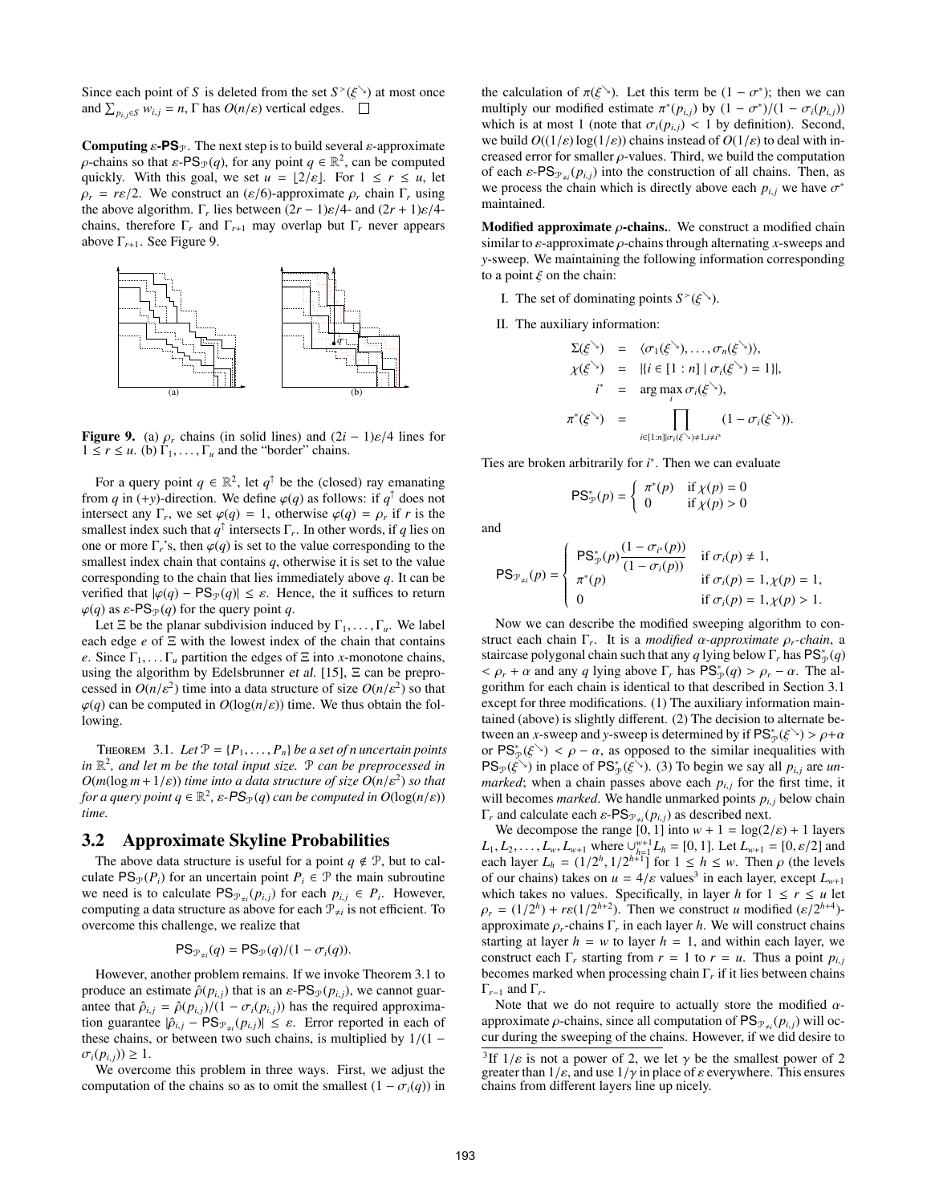Since each point of $S$ is deleted from the set $S^{\succ}(\xi^{\searrow})$ at most once and $\sum_{p_{i,j} \in S} w_{i,j} = n$, $\Gamma$ has $O(n/\varepsilon)$ vertical edges. □

**Computing $\varepsilon$-$\mathsf{PS}_{\mathcal{P}}$.** The next step is to build several $\varepsilon$-approximate $\rho$-chains so that $\varepsilon$-$\mathsf{PS}_{\mathcal{P}}(q)$, for any point $q \in \mathbb{R}^2$, can be computed quickly. With this goal, we set $u = \lfloor 2/\varepsilon \rfloor$. For $1 \leq r \leq u$, let $\rho_r = r\varepsilon/2$. We construct an $(\varepsilon/6)$-approximate $\rho_r$ chain $\Gamma_r$ using the above algorithm. $\Gamma_r$ lies between $(2r-1)\varepsilon/4$- and $(2r+1)\varepsilon/4$-chains, therefore $\Gamma_r$ and $\Gamma_{r+1}$ may overlap but $\Gamma_r$ never appears above $\Gamma_{r+1}$. See Figure 9.

**Figure 9.** (a) $\rho_r$ chains (in solid lines) and $(2i-1)\varepsilon/4$ lines for $1 \leq r \leq u$. (b) $\Gamma_1, \ldots, \Gamma_u$ and the "border" chains.

For a query point $q \in \mathbb{R}^2$, let $q^{\uparrow}$ be the (closed) ray emanating from $q$ in $(+y)$-direction. We define $\varphi(q)$ as follows: if $q^{\uparrow}$ does not intersect any $\Gamma_r$, we set $\varphi(q) = 1$, otherwise $\varphi(q) = \rho_r$ if $r$ is the smallest index such that $q^{\uparrow}$ intersects $\Gamma_r$. In other words, if $q$ lies on one or more $\Gamma_r$'s, then $\varphi(q)$ is set to the value corresponding to the smallest index chain that contains $q$, otherwise it is set to the value corresponding to the chain that lies immediately above $q$. It can be verified that $|\varphi(q) - \mathsf{PS}_{\mathcal{P}}(q)| \leq \varepsilon$. Hence, the it suffices to return $\varphi(q)$ as $\varepsilon$-$\mathsf{PS}_{\mathcal{P}}(q)$ for the query point $q$.

Let $\Xi$ be the planar subdivision induced by $\Gamma_1, \ldots, \Gamma_u$. We label each edge $e$ of $\Xi$ with the lowest index of the chain that contains $e$. Since $\Gamma_1, \ldots \Gamma_u$ partition the edges of $\Xi$ into $x$-monotone chains, using the algorithm by Edelsbrunner *et al.* [15], $\Xi$ can be preprocessed in $O(n/\varepsilon^2)$ time into a data structure of size $O(n/\varepsilon^2)$ so that $\varphi(q)$ can be computed in $O(\log(n/\varepsilon))$ time. We thus obtain the following.

THEOREM 3.1. *Let $\mathcal{P} = \{P_1, \ldots, P_n\}$ be a set of $n$ uncertain points in $\mathbb{R}^2$, and let $m$ be the total input size. $\mathcal{P}$ can be preprocessed in $O(m(\log m + 1/\varepsilon))$ time into a data structure of size $O(n/\varepsilon^2)$ so that for a query point $q \in \mathbb{R}^2$, $\varepsilon$-$\mathsf{PS}_{\mathcal{P}}(q)$ can be computed in $O(\log(n/\varepsilon))$ time.*

## 3.2 Approximate Skyline Probabilities

The above data structure is useful for a point $q \notin \mathcal{P}$, but to calculate $\mathsf{PS}_{\mathcal{P}}(P_i)$ for an uncertain point $P_i \in \mathcal{P}$ the main subroutine we need is to calculate $\mathsf{PS}_{\mathcal{P}_{\neq i}}(p_{i,j})$ for each $p_{i,j} \in P_i$. However, computing a data structure as above for each $\mathcal{P}_{\neq i}$ is not efficient. To overcome this challenge, we realize that

$$\mathsf{PS}_{\mathcal{P}_{\neq i}}(q) = \mathsf{PS}_{\mathcal{P}}(q)/(1 - \sigma_i(q)).$$

However, another problem remains. If we invoke Theorem 3.1 to produce an estimate $\hat{\rho}(p_{i,j})$ that is an $\varepsilon$-$\mathsf{PS}_{\mathcal{P}}(p_{i,j})$, we cannot guarantee that $\hat{\rho}_{i,j} = \hat{\rho}(p_{i,j})/(1 - \sigma_i(p_{i,j}))$ has the required approximation guarantee $|\hat{\rho}_{i,j} - \mathsf{PS}_{\mathcal{P}_{\neq i}}(p_{i,j})| \leq \varepsilon$. Error reported in each of these chains, or between two such chains, is multiplied by $1/(1 - \sigma_i(p_{i,j})) \geq 1$.

We overcome this problem in three ways. First, we adjust the computation of the chains so as to omit the smallest $(1 - \sigma_i(q))$ in the calculation of $\pi(\xi^{\searrow})$. Let this term be $(1 - \sigma^*)$; then we can multiply our modified estimate $\pi^*(p_{i,j})$ by $(1 - \sigma^*)/(1 - \sigma_i(p_{i,j}))$ which is at most 1 (note that $\sigma_i(p_{i,j}) < 1$ by definition). Second, we build $O((1/\varepsilon)\log(1/\varepsilon))$ chains instead of $O(1/\varepsilon)$ to deal with increased error for smaller $\rho$-values. Third, we build the computation of each $\varepsilon$-$\mathsf{PS}_{\mathcal{P}_{\neq i}}(p_{i,j})$ into the construction of all chains. Then, as we process the chain which is directly above each $p_{i,j}$ we have $\sigma^*$ maintained.

**Modified approximate $\rho$-chains.**. We construct a modified chain similar to $\varepsilon$-approximate $\rho$-chains through alternating $x$-sweeps and $y$-sweep. We maintaining the following information corresponding to a point $\xi$ on the chain:

I. The set of dominating points $S^{\succ}(\xi^{\searrow})$.

II. The auxiliary information:

$$\begin{aligned}
\Sigma(\xi^{\searrow}) &= \langle \sigma_1(\xi^{\searrow}), \ldots, \sigma_n(\xi^{\searrow}) \rangle, \\
\chi(\xi^{\searrow}) &= |\{i \in [1:n] \mid \sigma_i(\xi^{\searrow}) = 1\}|, \\
i^* &= \arg\max_i \sigma_i(\xi^{\searrow}), \\
\pi^*(\xi^{\searrow}) &= \prod_{i \in [1:n] | \sigma_i(\xi^{\searrow}) \neq 1, i \neq i^*} (1 - \sigma_i(\xi^{\searrow})).
\end{aligned}$$

Ties are broken arbitrarily for $i^*$. Then we can evaluate

$$\mathsf{PS}^*_{\mathcal{P}}(p) = \begin{cases} \pi^*(p) & \text{if } \chi(p) = 0 \\ 0 & \text{if } \chi(p) > 0 \end{cases}$$

and

$$\mathsf{PS}_{\mathcal{P}_{\neq i}}(p) = \begin{cases} \mathsf{PS}^*_{\mathcal{P}}(p)\dfrac{(1 - \sigma_{i^*}(p))}{(1 - \sigma_i(p))} & \text{if } \sigma_i(p) \neq 1, \\ \pi^*(p) & \text{if } \sigma_i(p) = 1, \chi(p) = 1, \\ 0 & \text{if } \sigma_i(p) = 1, \chi(p) > 1. \end{cases}$$

Now we can describe the modified sweeping algorithm to construct each chain $\Gamma_r$. It is a *modified $\alpha$-approximate $\rho_r$-chain*, a staircase polygonal chain such that any $q$ lying below $\Gamma_r$ has $\mathsf{PS}^*_{\mathcal{P}}(q) < \rho_r + \alpha$ and any $q$ lying above $\Gamma_r$ has $\mathsf{PS}^*_{\mathcal{P}}(q) > \rho_r - \alpha$. The algorithm for each chain is identical to that described in Section 3.1 except for three modifications. (1) The auxiliary information maintained (above) is slightly different. (2) The decision to alternate between an $x$-sweep and $y$-sweep is determined by if $\mathsf{PS}^*_{\mathcal{P}}(\xi^{\searrow}) > \rho + \alpha$ or $\mathsf{PS}^*_{\mathcal{P}}(\xi^{\searrow}) < \rho - \alpha$, as opposed to the similar inequalities with $\mathsf{PS}_{\mathcal{P}}(\xi^{\searrow})$ in place of $\mathsf{PS}^*_{\mathcal{P}}(\xi^{\searrow})$. (3) To begin we say all $p_{i,j}$ are *unmarked*; when a chain passes above each $p_{i,j}$ for the first time, it will becomes *marked*. We handle unmarked points $p_{i,j}$ below chain $\Gamma_r$ and calculate each $\varepsilon$-$\mathsf{PS}_{\mathcal{P}_{\neq i}}(p_{i,j})$ as described next.

We decompose the range $[0, 1]$ into $w + 1 = \log(2/\varepsilon) + 1$ layers $L_1, L_2, \ldots, L_w, L_{w+1}$ where $\cup_{h=1}^{w+1} L_h = [0, 1]$. Let $L_{w+1} = [0, \varepsilon/2]$ and each layer $L_h = (1/2^h, 1/2^{h+1}]$ for $1 \leq h \leq w$. Then $\rho$ (the levels of our chains) takes on $u = 4/\varepsilon$ values[3] in each layer, except $L_{w+1}$ which takes no values. Specifically, in layer $h$ for $1 \leq r \leq u$ let $\rho_r = (1/2^h) + r\varepsilon(1/2^{h+2})$. Then we construct $u$ modified $(\varepsilon/2^{h+4})$-approximate $\rho_r$-chains $\Gamma_r$ in each layer $h$. We will construct chains starting at layer $h = w$ to layer $h = 1$, and within each layer, we construct each $\Gamma_r$ starting from $r = 1$ to $r = u$. Thus a point $p_{i,j}$ becomes marked when processing chain $\Gamma_r$ if it lies between chains $\Gamma_{r-1}$ and $\Gamma_r$.

Note that we do not require to actually store the modified $\alpha$-approximate $\rho$-chains, since all computation of $\mathsf{PS}_{\mathcal{P}_{\neq i}}(p_{i,j})$ will occur during the sweeping of the chains. However, if we did desire to

[3] If $1/\varepsilon$ is not a power of 2, we let $\gamma$ be the smallest power of 2 greater than $1/\varepsilon$, and use $1/\gamma$ in place of $\varepsilon$ everywhere. This ensures chains from different layers line up nicely.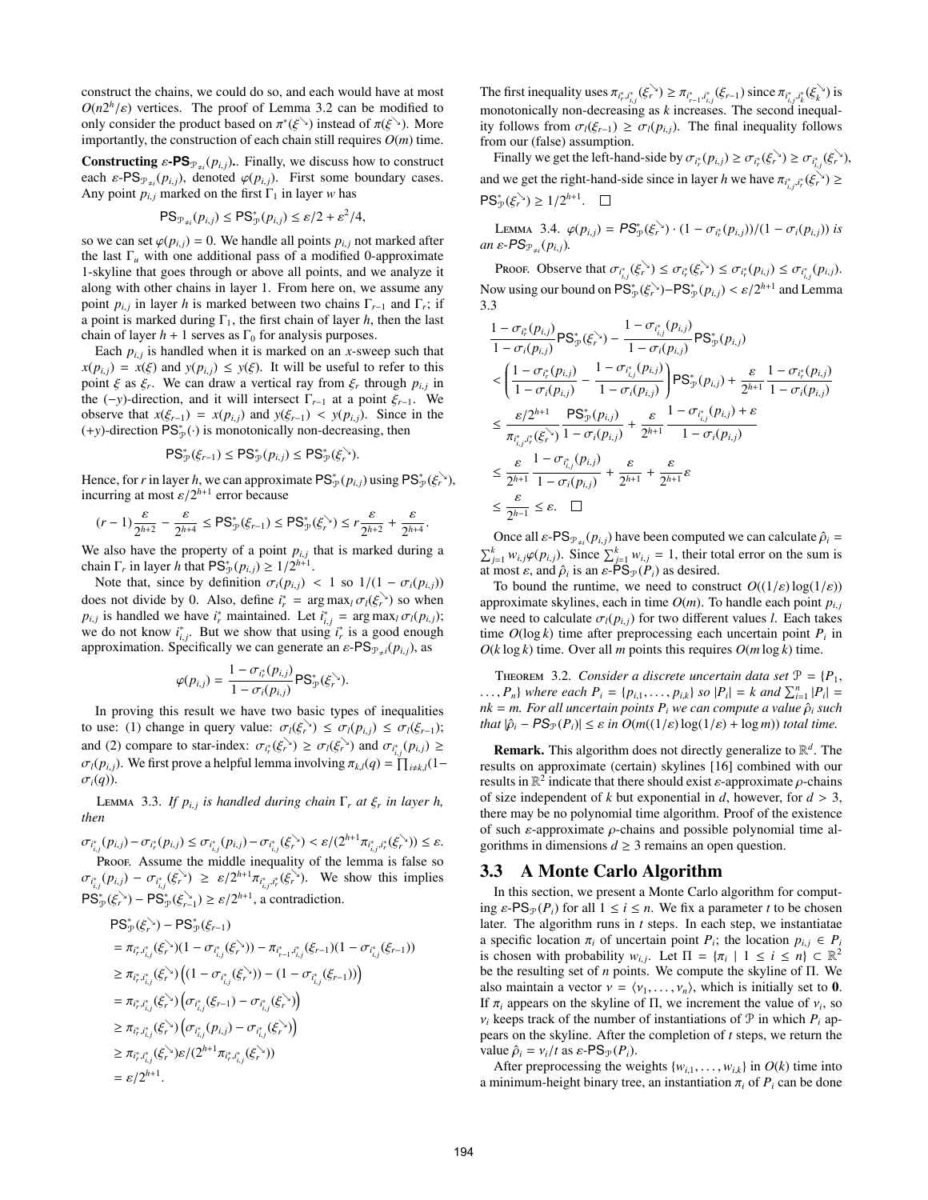construct the chains, we could do so, and each would have at most $O(n2^h/\varepsilon)$ vertices. The proof of Lemma 3.2 can be modified to only consider the product based on $\pi^*(\xi^{\searrow})$ instead of $\pi(\xi^{\searrow})$. More importantly, the construction of each chain still requires $O(m)$ time.

**Constructing $\varepsilon$-$\mathsf{PS}_{\mathcal{P}_{\neq i}}(p_{i,j})$.** Finally, we discuss how to construct each $\varepsilon$-$\mathsf{PS}_{\mathcal{P}_{\neq i}}(p_{i,j})$, denoted $\varphi(p_{i,j})$. First some boundary cases. Any point $p_{i,j}$ marked on the first $\Gamma_1$ in layer $w$ has

$$\mathsf{PS}_{\mathcal{P}_{\neq i}}(p_{i,j}) \le \mathsf{PS}^*_{\mathcal{P}}(p_{i,j}) \le \varepsilon/2 + \varepsilon^2/4,$$

so we can set $\varphi(p_{i,j}) = 0$. We handle all points $p_{i,j}$ not marked after the last $\Gamma_u$ with one additional pass of a modified 0-approximate 1-skyline that goes through or above all points, and we analyze it along with other chains in layer 1. From here on, we assume any point $p_{i,j}$ in layer $h$ is marked between two chains $\Gamma_{r-1}$ and $\Gamma_r$; if a point is marked during $\Gamma_1$, the first chain of layer $h$, then the last chain of layer $h+1$ serves as $\Gamma_0$ for analysis purposes.

Each $p_{i,j}$ is handled when it is marked on an $x$-sweep such that $x(p_{i,j}) = x(\xi)$ and $y(p_{i,j}) \le y(\xi)$. It will be useful to refer to this point $\xi$ as $\xi_r$. We can draw a vertical ray from $\xi_r$ through $p_{i,j}$ in the $(-y)$-direction, and it will intersect $\Gamma_{r-1}$ at a point $\xi_{r-1}$. We observe that $x(\xi_{r-1}) = x(p_{i,j})$ and $y(\xi_{r-1}) < y(p_{i,j})$. Since in the $(+y)$-direction $\mathsf{PS}^*_{\mathcal{P}}(\cdot)$ is monotonically non-decreasing, then

$$\mathsf{PS}^*_{\mathcal{P}}(\xi_{r-1}) \le \mathsf{PS}^*_{\mathcal{P}}(p_{i,j}) \le \mathsf{PS}^*_{\mathcal{P}}(\xi^{\searrow}_r).$$

Hence, for $r$ in layer $h$, we can approximate $\mathsf{PS}^*_{\mathcal{P}}(p_{i,j})$ using $\mathsf{PS}^*_{\mathcal{P}}(\xi^{\searrow}_r)$, incurring at most $\varepsilon/2^{h+1}$ error because

$$(r-1)\frac{\varepsilon}{2^{h+2}} - \frac{\varepsilon}{2^{h+4}} \le \mathsf{PS}^*_{\mathcal{P}}(\xi_{r-1}) \le \mathsf{PS}^*_{\mathcal{P}}(\xi^{\searrow}_r) \le r\frac{\varepsilon}{2^{h+2}} + \frac{\varepsilon}{2^{h+4}}.$$

We also have the property of a point $p_{i,j}$ that is marked during a chain $\Gamma_r$ in layer $h$ that $\mathsf{PS}^*_{\mathcal{P}}(p_{i,j}) \ge 1/2^{h+1}$.

Note that, since by definition $\sigma_i(p_{i,j}) < 1$ so $1/(1-\sigma_i(p_{i,j}))$ does not divide by 0. Also, define $i^*_r = \arg\max_l \sigma_l(\xi^{\searrow}_r)$ so when $p_{i,j}$ is handled we have $i^*_r$ maintained. Let $i^*_{i,j} = \arg\max_l \sigma_l(p_{i,j})$; we do not know $i^*_{i,j}$. But we show that using $i^*_r$ is a good enough approximation. Specifically we can generate an $\varepsilon$-$\mathsf{PS}_{\mathcal{P}_{\neq i}}(p_{i,j})$, as

$$\varphi(p_{i,j}) = \frac{1-\sigma_{i^*_r}(p_{i,j})}{1-\sigma_i(p_{i,j})}\mathsf{PS}^*_{\mathcal{P}}(\xi^{\searrow}_r).$$

In proving this result we have two basic types of inequalities to use: (1) change in query value: $\sigma_l(\xi^{\searrow}_r) \le \sigma_l(p_{i,j}) \le \sigma_l(\xi_{r-1})$; and (2) compare to star-index: $\sigma_{i^*_r}(\xi^{\searrow}_r) \ge \sigma_l(\xi^{\searrow}_r)$ and $\sigma_{i^*_{i,j}}(p_{i,j}) \ge \sigma_l(p_{i,j})$. We first prove a helpful lemma involving $\pi_{k,l}(q) = \prod_{i \neq k,l}(1-\sigma_i(q))$.

LEMMA 3.3. *If $p_{i,j}$ is handled during chain $\Gamma_r$ at $\xi_r$ in layer h, then*

$$\sigma_{i^*_{i,j}}(p_{i,j}) - \sigma_{i^*_r}(p_{i,j}) \le \sigma_{i^*_{i,j}}(p_{i,j}) - \sigma_{i^*_{i,j}}(\xi^{\searrow}_r) < \varepsilon/(2^{h+1}\pi_{i^*_{i,j},i^*_r}(\xi^{\searrow}_r)) \le \varepsilon.$$

PROOF. Assume the middle inequality of the lemma is false so $\sigma_{i^*_{i,j}}(p_{i,j}) - \sigma_{i^*_{i,j}}(\xi^{\searrow}_r) \ge \varepsilon/2^{h+1}\pi_{i^*_{i,j},i^*_r}(\xi^{\searrow}_r)$. We show this implies $\mathsf{PS}^*_{\mathcal{P}}(\xi^{\searrow}_r) - \mathsf{PS}^*_{\mathcal{P}}(\xi_{r-1}) \ge \varepsilon/2^{h+1}$, a contradiction.

$$
\begin{aligned}
&\mathsf{PS}^*_{\mathcal{P}}(\xi^{\searrow}_r) - \mathsf{PS}^*_{\mathcal{P}}(\xi_{r-1})\\
&= \pi_{i^*_r,i^*_{i,j}}(\xi^{\searrow}_r)(1-\sigma_{i^*_{i,j}}(\xi^{\searrow}_r)) - \pi_{i^*_{r-1},i^*_{i,j}}(\xi_{r-1})(1-\sigma_{i^*_{i,j}}(\xi_{r-1}))\\
&\ge \pi_{i^*_r,i^*_{i,j}}(\xi^{\searrow}_r)\Big((1-\sigma_{i^*_{i,j}}(\xi^{\searrow}_r)) - (1-\sigma_{i^*_{i,j}}(\xi_{r-1}))\Big)\\
&= \pi_{i^*_r,i^*_{i,j}}(\xi^{\searrow}_r)\Big(\sigma_{i^*_{i,j}}(\xi_{r-1}) - \sigma_{i^*_{i,j}}(\xi^{\searrow}_r)\Big)\\
&\ge \pi_{i^*_r,i^*_{i,j}}(\xi^{\searrow}_r)\Big(\sigma_{i^*_{i,j}}(p_{i,j}) - \sigma_{i^*_{i,j}}(\xi^{\searrow}_r)\Big)\\
&\ge \pi_{i^*_r,i^*_{i,j}}(\xi^{\searrow}_r)\varepsilon/(2^{h+1}\pi_{i^*_r,i^*_{i,j}}(\xi^{\searrow}_r))\\
&= \varepsilon/2^{h+1}.
\end{aligned}
$$

The first inequality uses $\pi_{i^*_r,i^*_{i,j}}(\xi^{\searrow}_r) \ge \pi_{i^*_{r-1},i^*_{i,j}}(\xi_{r-1})$ since $\pi_{i^*_{i,j},i^*_k}(\xi^{\searrow}_k)$ is monotonically non-decreasing as $k$ increases. The second inequality follows from $\sigma_l(\xi_{r-1}) \ge \sigma_l(p_{i,j})$. The final inequality follows from our (false) assumption.

Finally we get the left-hand-side by $\sigma_{i^*_r}(p_{i,j}) \ge \sigma_{i^*_r}(\xi^{\searrow}_r) \ge \sigma_{i^*_{i,j}}(\xi^{\searrow}_r)$, and we get the right-hand-side since in layer $h$ we have $\pi_{i^*_{i,j},i^*_r}(\xi^{\searrow}_r) \ge \mathsf{PS}^*_{\mathcal{P}}(\xi^{\searrow}_r) \ge 1/2^{h+1}$. $\square$

LEMMA 3.4. *$\varphi(p_{i,j}) = \mathsf{PS}^*_{\mathcal{P}}(\xi^{\searrow}_r)\cdot(1-\sigma_{i^*_r}(p_{i,j}))/(1-\sigma_i(p_{i,j}))$ is an $\varepsilon$-$\mathsf{PS}_{\mathcal{P}_{\neq i}}(p_{i,j})$.*

PROOF. Observe that $\sigma_{i^*_{i,j}}(\xi^{\searrow}_r) \le \sigma_{i^*_r}(\xi^{\searrow}_r) \le \sigma_{i^*_r}(p_{i,j}) \le \sigma_{i^*_{i,j}}(p_{i,j})$. Now using our bound on $\mathsf{PS}^*_{\mathcal{P}}(\xi^{\searrow}_r) - \mathsf{PS}^*_{\mathcal{P}}(p_{i,j}) < \varepsilon/2^{h+1}$ and Lemma 3.3

$$
\begin{aligned}
&\frac{1-\sigma_{i^*_r}(p_{i,j})}{1-\sigma_i(p_{i,j})}\mathsf{PS}^*_{\mathcal{P}}(\xi^{\searrow}_r) - \frac{1-\sigma_{i^*_{i,j}}(p_{i,j})}{1-\sigma_i(p_{i,j})}\mathsf{PS}^*_{\mathcal{P}}(p_{i,j})\\
&< \left(\frac{1-\sigma_{i^*_r}(p_{i,j})}{1-\sigma_i(p_{i,j})} - \frac{1-\sigma_{i^*_{i,j}}(p_{i,j})}{1-\sigma_i(p_{i,j})}\right)\mathsf{PS}^*_{\mathcal{P}}(p_{i,j}) + \frac{\varepsilon}{2^{h+1}}\frac{1-\sigma_{i^*_r}(p_{i,j})}{1-\sigma_i(p_{i,j})}\\
&\le \frac{\varepsilon/2^{h+1}}{\pi_{i^*_{i,j},i^*_r}(\xi^{\searrow}_r)}\frac{\mathsf{PS}^*_{\mathcal{P}}(p_{i,j})}{1-\sigma_i(p_{i,j})} + \frac{\varepsilon}{2^{h+1}}\frac{1-\sigma_{i^*_{i,j}}(p_{i,j})+\varepsilon}{1-\sigma_i(p_{i,j})}\\
&\le \frac{\varepsilon}{2^{h+1}}\frac{1-\sigma_{i^*_{i,j}}(p_{i,j})}{1-\sigma_i(p_{i,j})} + \frac{\varepsilon}{2^{h+1}} + \frac{\varepsilon}{2^{h+1}}\varepsilon\\
&\le \frac{\varepsilon}{2^{h-1}} \le \varepsilon. \quad \square
\end{aligned}
$$

Once all $\varepsilon$-$\mathsf{PS}_{\mathcal{P}_{\neq i}}(p_{i,j})$ have been computed we can calculate $\hat{\rho}_i = \sum_{j=1}^k w_{i,j}\varphi(p_{i,j})$. Since $\sum_{j=1}^k w_{i,j} = 1$, their total error on the sum is at most $\varepsilon$, and $\hat{\rho}_i$ is an $\varepsilon$-$\mathsf{PS}_{\mathcal{P}}(P_i)$ as desired.

To bound the runtime, we need to construct $O((1/\varepsilon)\log(1/\varepsilon))$ approximate skylines, each in time $O(m)$. To handle each point $p_{i,j}$ we need to calculate $\sigma_l(p_{i,j})$ for two different values $l$. Each takes time $O(\log k)$ time after preprocessing each uncertain point $P_i$ in $O(k\log k)$ time. Over all $m$ points this requires $O(m\log k)$ time.

THEOREM 3.2. *Consider a discrete uncertain data set $\mathcal{P} = \{P_1, \ldots, P_n\}$ where each $P_i = \{p_{i,1}, \ldots, p_{i,k}\}$ so $|P_i| = k$ and $\sum_{i=1}^n |P_i| = nk = m$. For all uncertain points $P_i$ we can compute a value $\hat{\rho}_i$ such that $|\hat{\rho}_i - \mathsf{PS}_{\mathcal{P}}(P_i)| \le \varepsilon$ in $O(m((1/\varepsilon)\log(1/\varepsilon) + \log m))$ total time.*

**Remark.** This algorithm does not directly generalize to $\mathbb{R}^d$. The results on approximate (certain) skylines [16] combined with our results in $\mathbb{R}^2$ indicate that there should exist $\varepsilon$-approximate $\rho$-chains of size independent of $k$ but exponential in $d$, however, for $d > 3$, there may be no polynomial time algorithm. Proof of the existence of such $\varepsilon$-approximate $\rho$-chains and possible polynomial time algorithms in dimensions $d \ge 3$ remains an open question.

## 3.3 A Monte Carlo Algorithm

In this section, we present a Monte Carlo algorithm for computing $\varepsilon$-$\mathsf{PS}_{\mathcal{P}}(P_i)$ for all $1 \le i \le n$. We fix a parameter $t$ to be chosen later. The algorithm runs in $t$ steps. In each step, we instantiate a specific location $\pi_i$ of uncertain point $P_i$; the location $p_{i,j} \in P_i$ is chosen with probability $w_{i,j}$. Let $\Pi = \{\pi_i \mid 1 \le i \le n\} \subset \mathbb{R}^2$ be the resulting set of $n$ points. We compute the skyline of $\Pi$. We also maintain a vector $\nu = \langle \nu_1, \ldots, \nu_n\rangle$, which is initially set to $\mathbf{0}$. If $\pi_i$ appears on the skyline of $\Pi$, we increment the value of $\nu_i$, so $\nu_i$ keeps track of the number of instantiations of $\mathcal{P}$ in which $P_i$ appears on the skyline. After the completion of $t$ steps, we return the value $\hat{\rho}_i = \nu_i/t$ as $\varepsilon$-$\mathsf{PS}_{\mathcal{P}}(P_i)$.

After preprocessing the weights $\{w_{i,1}, \ldots, w_{i,k}\}$ in $O(k)$ time into a minimum-height binary tree, an instantiation $\pi_i$ of $P_i$ can be done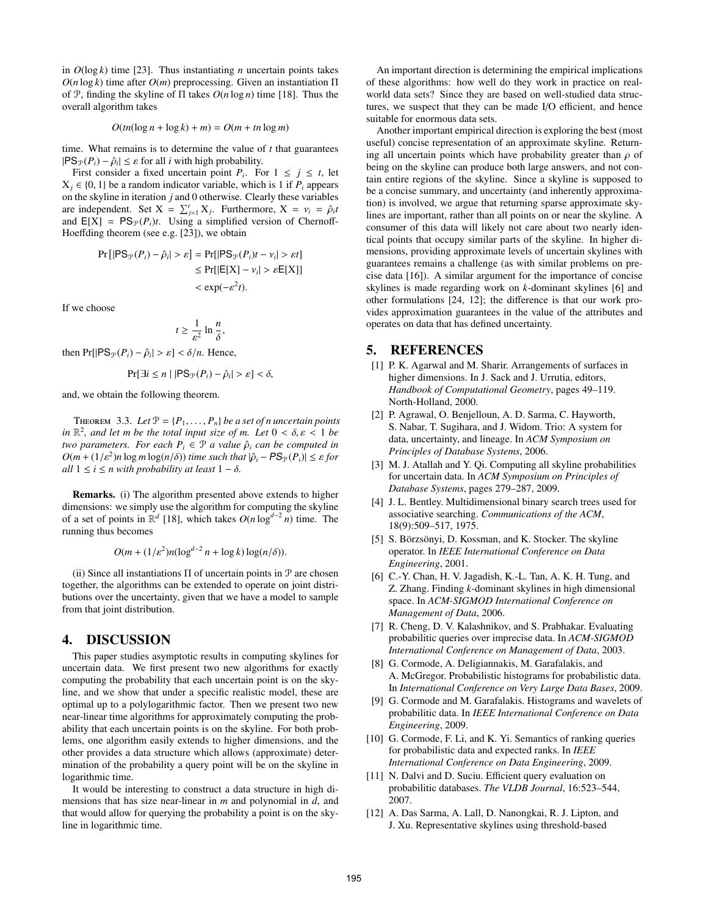in $O(\log k)$ time [23]. Thus instantiating $n$ uncertain points takes $O(n \log k)$ time after $O(m)$ preprocessing. Given an instantiation $\Pi$ of $\mathcal{P}$, finding the skyline of $\Pi$ takes $O(n \log n)$ time [18]. Thus the overall algorithm takes

$$O(tn(\log n + \log k) + m) = O(m + tn \log m)$$

time. What remains is to determine the value of $t$ that guarantees $|\mathsf{PS}_{\mathcal{P}}(P_i) - \hat{\rho}_i| \le \varepsilon$ for all $i$ with high probability.

First consider a fixed uncertain point $P_i$. For $1 \le j \le t$, let $X_j \in \{0, 1\}$ be a random indicator variable, which is 1 if $P_i$ appears on the skyline in iteration $j$ and 0 otherwise. Clearly these variables are independent. Set $X = \sum_{j=1}^{t} X_j$. Furthermore, $X = \nu_i = \hat{\rho}_i t$ and $\mathsf{E}[X] = \mathsf{PS}_{\mathcal{P}}(P_i)t$. Using a simplified version of Chernoff-Hoeffding theorem (see e.g. [23]), we obtain

$$\begin{aligned}
\Pr\left[|\mathsf{PS}_{\mathcal{P}}(P_i) - \hat{\rho}_i| > \varepsilon\right] &= \Pr[|\mathsf{PS}_{\mathcal{P}}(P_i)t - \nu_i| > \varepsilon t] \\
&\le \Pr[|\mathsf{E}[X] - \nu_i| > \varepsilon \mathsf{E}[X]] \\
&< \exp(-\varepsilon^2 t).
\end{aligned}$$

If we choose

$$t \ge \frac{1}{\varepsilon^2} \ln \frac{n}{\delta},$$

then $\Pr[|\mathsf{PS}_{\mathcal{P}}(P_i) - \hat{\rho}_i| > \varepsilon] < \delta/n$. Hence,

$$\Pr[\exists i \le n \mid |\mathsf{PS}_{\mathcal{P}}(P_i) - \hat{\rho}_i| > \varepsilon] < \delta,$$

and, we obtain the following theorem.

THEOREM 3.3. *Let $\mathcal{P} = \{P_1, \ldots, P_n\}$ be a set of $n$ uncertain points in $\mathbb{R}^2$, and let $m$ be the total input size of $m$. Let $0 < \delta, \varepsilon < 1$ be two parameters. For each $P_i \in \mathcal{P}$ a value $\hat{\rho}_i$ can be computed in $O(m + (1/\varepsilon^2) n \log m \log(n/\delta))$ time such that $|\hat{\rho}_i - \mathsf{PS}_{\mathcal{P}}(P_i)| \le \varepsilon$ for all $1 \le i \le n$ with probability at least $1 - \delta$.*

**Remarks.** (i) The algorithm presented above extends to higher dimensions: we simply use the algorithm for computing the skyline of a set of points in $\mathbb{R}^d$ [18], which takes $O(n \log^{d-2} n)$ time. The running thus becomes

$$O(m + (1/\varepsilon^2) n (\log^{d-2} n + \log k) \log(n/\delta)).$$

(ii) Since all instantiations $\Pi$ of uncertain points in $\mathcal{P}$ are chosen together, the algorithms can be extended to operate on joint distributions over the uncertainty, given that we have a model to sample from that joint distribution.

## 4. DISCUSSION

This paper studies asymptotic results in computing skylines for uncertain data. We first present two new algorithms for exactly computing the probability that each uncertain point is on the skyline, and we show that under a specific realistic model, these are optimal up to a polylogarithmic factor. Then we present two new near-linear time algorithms for approximately computing the probability that each uncertain points is on the skyline. For both problems, one algorithm easily extends to higher dimensions, and the other provides a data structure which allows (approximate) determination of the probability a query point will be on the skyline in logarithmic time.

It would be interesting to construct a data structure in high dimensions that has size near-linear in $m$ and polynomial in $d$, and that would allow for querying the probability a point is on the skyline in logarithmic time.

An important direction is determining the empirical implications of these algorithms: how well do they work in practice on real-world data sets? Since they are based on well-studied data structures, we suspect that they can be made I/O efficient, and hence suitable for enormous data sets.

Another important empirical direction is exploring the best (most useful) concise representation of an approximate skyline. Returning all uncertain points which have probability greater than $\rho$ of being on the skyline can produce both large answers, and not contain entire regions of the skyline. Since a skyline is supposed to be a concise summary, and uncertainty (and inherently approximation) is involved, we argue that returning sparse approximate skylines are important, rather than all points on or near the skyline. A consumer of this data will likely not care about two nearly identical points that occupy similar parts of the skyline. In higher dimensions, providing approximate levels of uncertain skylines with guarantees remains a challenge (as with similar problems on precise data [16]). A similar argument for the importance of concise skylines is made regarding work on $k$-dominant skylines [6] and other formulations [24, 12]; the difference is that our work provides approximation guarantees in the value of the attributes and operates on data that has defined uncertainty.

## 5. REFERENCES

[1] P. K. Agarwal and M. Sharir. Arrangements of surfaces in higher dimensions. In J. Sack and J. Urrutia, editors, *Handbook of Computational Geometry*, pages 49–119. North-Holland, 2000.

[2] P. Agrawal, O. Benjelloun, A. D. Sarma, C. Hayworth, S. Nabar, T. Sugihara, and J. Widom. Trio: A system for data, uncertainty, and lineage. In *ACM Symposium on Principles of Database Systems*, 2006.

[3] M. J. Atallah and Y. Qi. Computing all skyline probabilities for uncertain data. In *ACM Symposium on Principles of Database Systems*, pages 279–287, 2009.

[4] J. L. Bentley. Multidimensional binary search trees used for associative searching. *Communications of the ACM*, 18(9):509–517, 1975.

[5] S. Börzsönyi, D. Kossman, and K. Stocker. The skyline operator. In *IEEE International Conference on Data Engineering*, 2001.

[6] C.-Y. Chan, H. V. Jagadish, K.-L. Tan, A. K. H. Tung, and Z. Zhang. Finding $k$-dominant skylines in high dimensional space. In *ACM-SIGMOD International Conference on Management of Data*, 2006.

[7] R. Cheng, D. V. Kalashnikov, and S. Prabhakar. Evaluating probabilitic queries over imprecise data. In *ACM-SIGMOD International Conference on Management of Data*, 2003.

[8] G. Cormode, A. Deligiannakis, M. Garafalakis, and A. McGregor. Probabilistic histograms for probabilistic data. In *International Conference on Very Large Data Bases*, 2009.

[9] G. Cormode and M. Garafalakis. Histograms and wavelets of probabilitic data. In *IEEE International Conference on Data Engineering*, 2009.

[10] G. Cormode, F. Li, and K. Yi. Semantics of ranking queries for probabilistic data and expected ranks. In *IEEE International Conference on Data Engineering*, 2009.

[11] N. Dalvi and D. Suciu. Efficient query evaluation on probabilitic databases. *The VLDB Journal*, 16:523–544, 2007.

[12] A. Das Sarma, A. Lall, D. Nanongkai, R. J. Lipton, and J. Xu. Representative skylines using threshold-based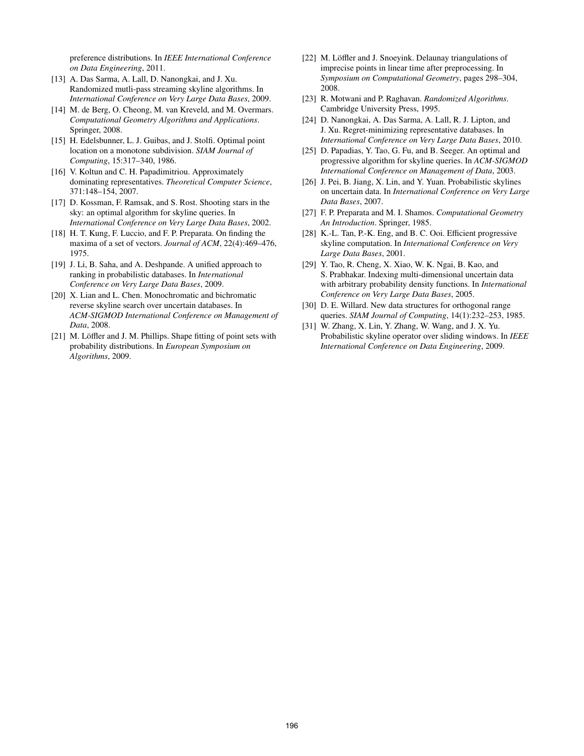preference distributions. In *IEEE International Conference on Data Engineering*, 2011.

[13] A. Das Sarma, A. Lall, D. Nanongkai, and J. Xu. Randomized mutli-pass streaming skyline algorithms. In *International Conference on Very Large Data Bases*, 2009.

[14] M. de Berg, O. Cheong, M. van Kreveld, and M. Overmars. *Computational Geometry Algorithms and Applications*. Springer, 2008.

[15] H. Edelsbunner, L. J. Guibas, and J. Stolfi. Optimal point location on a monotone subdivision. *SIAM Journal of Computing*, 15:317–340, 1986.

[16] V. Koltun and C. H. Papadimitriou. Approximately dominating representatives. *Theoretical Computer Science*, 371:148–154, 2007.

[17] D. Kossman, F. Ramsak, and S. Rost. Shooting stars in the sky: an optimal algorithm for skyline queries. In *International Conference on Very Large Data Bases*, 2002.

[18] H. T. Kung, F. Luccio, and F. P. Preparata. On finding the maxima of a set of vectors. *Journal of ACM*, 22(4):469–476, 1975.

[19] J. Li, B. Saha, and A. Deshpande. A unified approach to ranking in probabilistic databases. In *International Conference on Very Large Data Bases*, 2009.

[20] X. Lian and L. Chen. Monochromatic and bichromatic reverse skyline search over uncertain databases. In *ACM-SIGMOD International Conference on Management of Data*, 2008.

[21] M. Löffler and J. M. Phillips. Shape fitting of point sets with probability distributions. In *European Symposium on Algorithms*, 2009.

[22] M. Löffler and J. Snoeyink. Delaunay triangulations of imprecise points in linear time after preprocessing. In *Symposium on Computational Geometry*, pages 298–304, 2008.

[23] R. Motwani and P. Raghavan. *Randomized Algorithms*. Cambridge University Press, 1995.

[24] D. Nanongkai, A. Das Sarma, A. Lall, R. J. Lipton, and J. Xu. Regret-minimizing representative databases. In *International Conference on Very Large Data Bases*, 2010.

[25] D. Papadias, Y. Tao, G. Fu, and B. Seeger. An optimal and progressive algorithm for skyline queries. In *ACM-SIGMOD International Conference on Management of Data*, 2003.

[26] J. Pei, B. Jiang, X. Lin, and Y. Yuan. Probabilistic skylines on uncertain data. In *International Conference on Very Large Data Bases*, 2007.

[27] F. P. Preparata and M. I. Shamos. *Computational Geometry An Introduction*. Springer, 1985.

[28] K.-L. Tan, P.-K. Eng, and B. C. Ooi. Efficient progressive skyline computation. In *International Conference on Very Large Data Bases*, 2001.

[29] Y. Tao, R. Cheng, X. Xiao, W. K. Ngai, B. Kao, and S. Prabhakar. Indexing multi-dimensional uncertain data with arbitrary probability density functions. In *International Conference on Very Large Data Bases*, 2005.

[30] D. E. Willard. New data structures for orthogonal range queries. *SIAM Journal of Computing*, 14(1):232–253, 1985.

[31] W. Zhang, X. Lin, Y. Zhang, W. Wang, and J. X. Yu. Probabilistic skyline operator over sliding windows. In *IEEE International Conference on Data Engineering*, 2009.